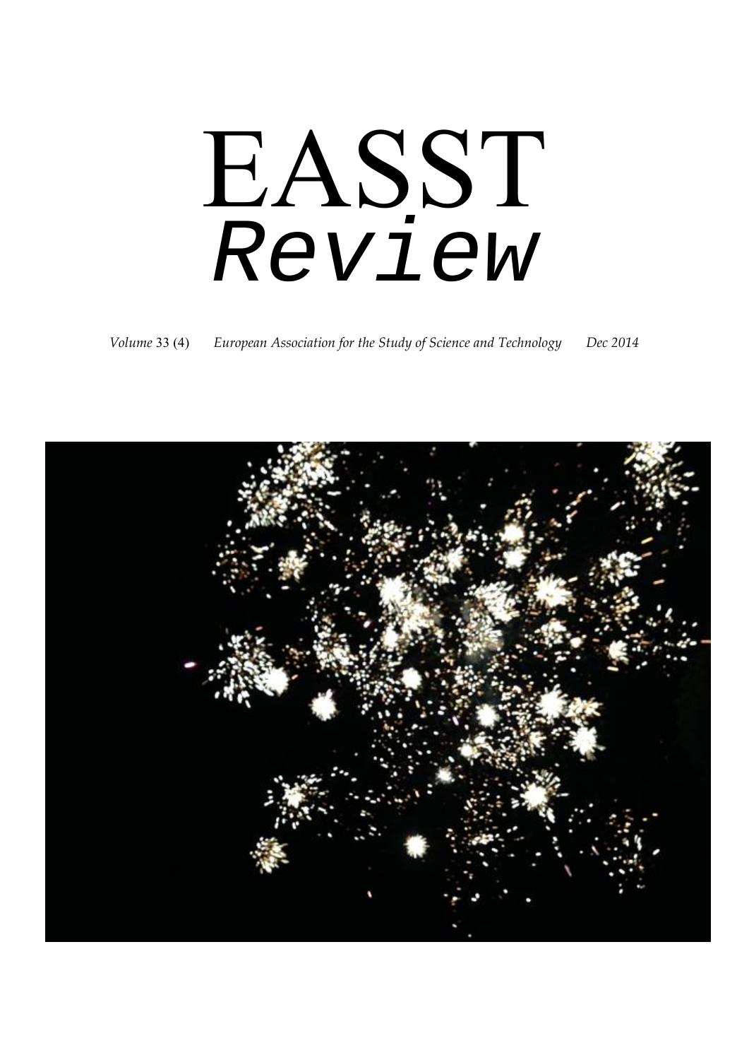# EASST *Review*

*Volume* 33 (4) *European Association for the Study of Science and Technology* *Dec 2014*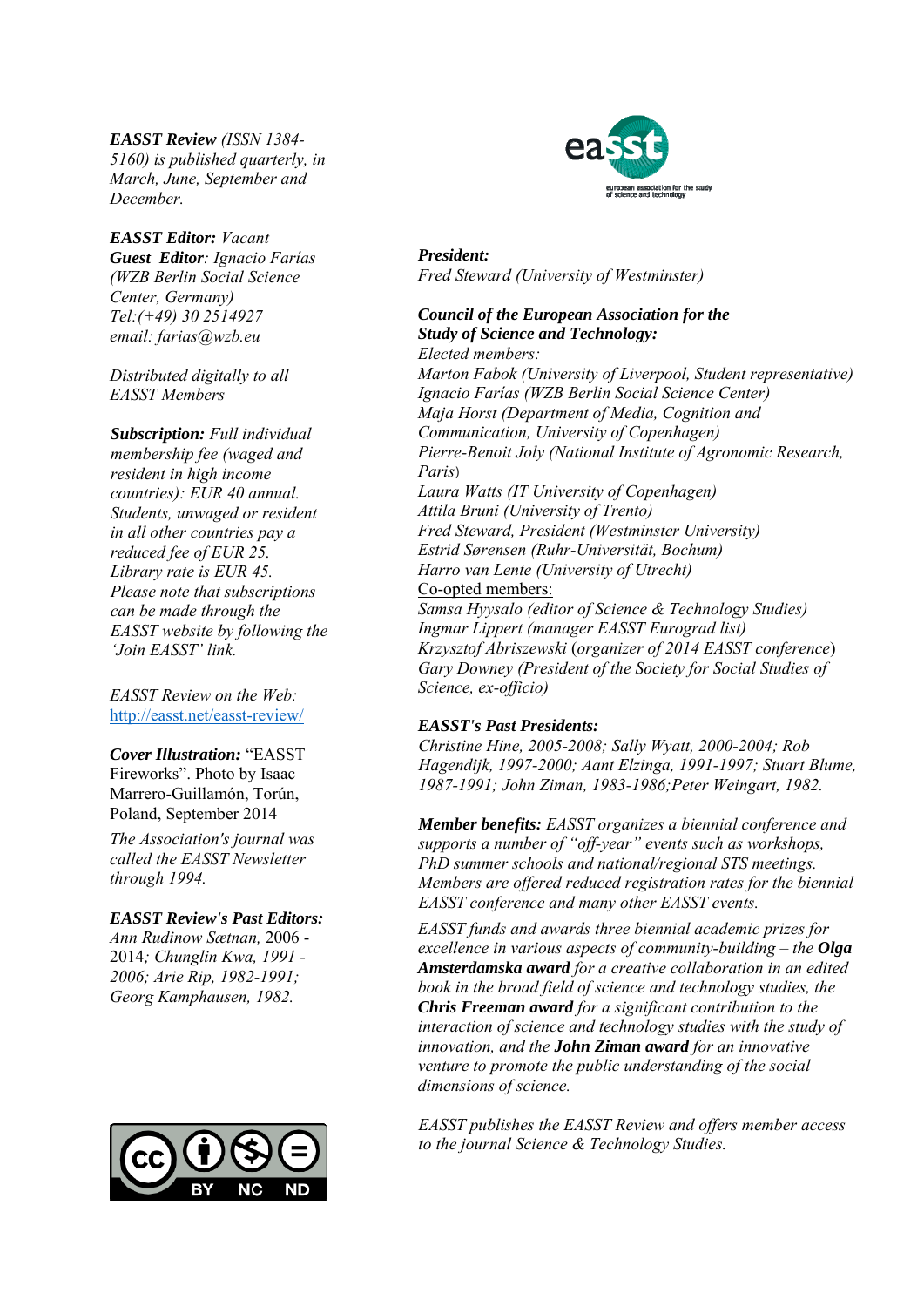***EASST Review*** *(ISSN 1384-5160) is published quarterly, in March, June, September and December.*

***EASST Editor:*** *Vacant*
***Guest Editor****: Ignacio Farías (WZB Berlin Social Science Center, Germany)*
*Tel:(+49) 30 2514927*
*email: farias@wzb.eu*

*Distributed digitally to all EASST Members*

***Subscription:*** *Full individual membership fee (waged and resident in high income countries): EUR 40 annual. Students, unwaged or resident in all other countries pay a reduced fee of EUR 25. Library rate is EUR 45. Please note that subscriptions can be made through the EASST website by following the 'Join EASST' link.*

*EASST Review on the Web:*
http://easst.net/easst-review/

***Cover Illustration:*** "EASST Fireworks". Photo by Isaac Marrero-Guillamón, Torún, Poland, September 2014

*The Association's journal was called the EASST Newsletter through 1994.*

***EASST Review's Past Editors:***
*Ann Rudinow Sætnan,* 2006 - 2014*; Chunglin Kwa, 1991 - 2006; Arie Rip, 1982-1991; Georg Kamphausen, 1982.*

***President:***
*Fred Steward (University of Westminster)*

***Council of the European Association for the Study of Science and Technology:***

Elected members:
*Marton Fabok (University of Liverpool, Student representative)*
*Ignacio Farías (WZB Berlin Social Science Center)*
*Maja Horst (Department of Media, Cognition and Communication, University of Copenhagen)*
*Pierre-Benoit Joly (National Institute of Agronomic Research, Paris)*
*Laura Watts (IT University of Copenhagen)*
*Attila Bruni (University of Trento)*
*Fred Steward, President (Westminster University)*
*Estrid Sørensen (Ruhr-Universität, Bochum)*
*Harro van Lente (University of Utrecht)*

Co-opted members:
*Samsa Hyysalo (editor of Science & Technology Studies)*
*Ingmar Lippert (manager EASST Eurograd list)*
*Krzysztof Abriszewski* (*organizer of 2014 EASST conference*)
*Gary Downey (President of the Society for Social Studies of Science, ex-officio)*

***EASST's Past Presidents:***
*Christine Hine, 2005-2008; Sally Wyatt, 2000-2004; Rob Hagendijk, 1997-2000; Aant Elzinga, 1991-1997; Stuart Blume, 1987-1991; John Ziman, 1983-1986;Peter Weingart, 1982.*

***Member benefits:*** *EASST organizes a biennial conference and supports a number of "off-year" events such as workshops, PhD summer schools and national/regional STS meetings. Members are offered reduced registration rates for the biennial EASST conference and many other EASST events.*

*EASST funds and awards three biennial academic prizes for excellence in various aspects of community-building – the* ***Olga Amsterdamska award*** *for a creative collaboration in an edited book in the broad field of science and technology studies, the* ***Chris Freeman award*** *for a significant contribution to the interaction of science and technology studies with the study of innovation, and the* ***John Ziman award*** *for an innovative venture to promote the public understanding of the social dimensions of science.*

*EASST publishes the EASST Review and offers member access to the journal Science & Technology Studies.*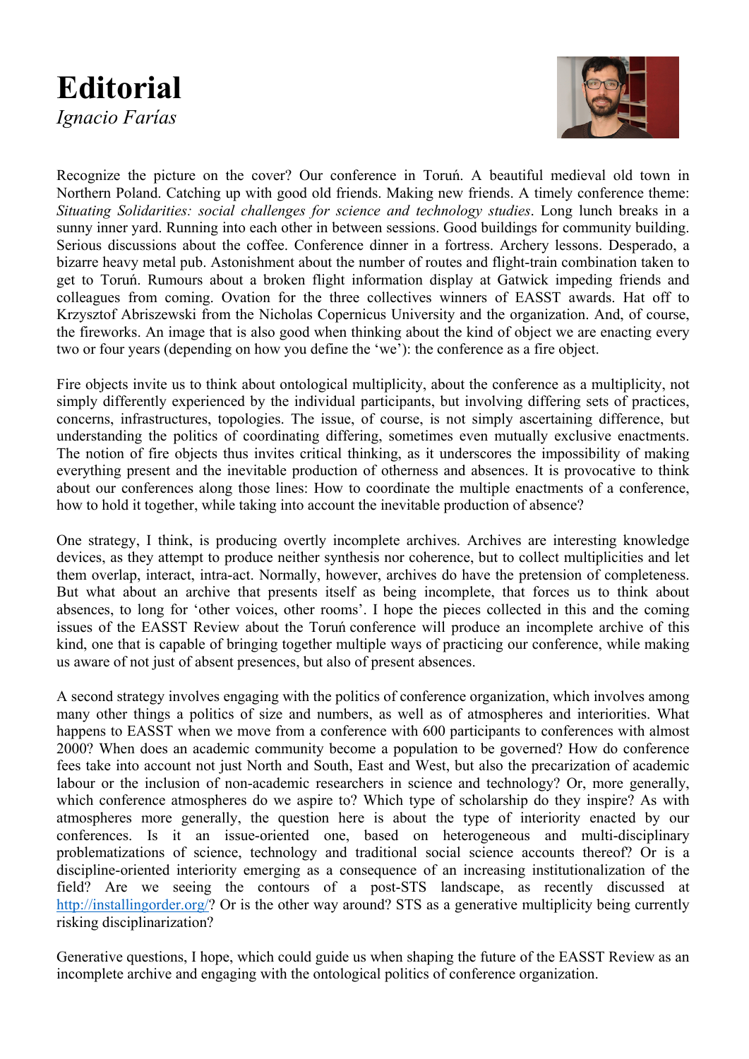# Editorial

*Ignacio Farías*

Recognize the picture on the cover? Our conference in Toruń. A beautiful medieval old town in Northern Poland. Catching up with good old friends. Making new friends. A timely conference theme: *Situating Solidarities: social challenges for science and technology studies*. Long lunch breaks in a sunny inner yard. Running into each other in between sessions. Good buildings for community building. Serious discussions about the coffee. Conference dinner in a fortress. Archery lessons. Desperado, a bizarre heavy metal pub. Astonishment about the number of routes and flight-train combination taken to get to Toruń. Rumours about a broken flight information display at Gatwick impeding friends and colleagues from coming. Ovation for the three collectives winners of EASST awards. Hat off to Krzysztof Abriszewski from the Nicholas Copernicus University and the organization. And, of course, the fireworks. An image that is also good when thinking about the kind of object we are enacting every two or four years (depending on how you define the 'we'): the conference as a fire object.

Fire objects invite us to think about ontological multiplicity, about the conference as a multiplicity, not simply differently experienced by the individual participants, but involving differing sets of practices, concerns, infrastructures, topologies. The issue, of course, is not simply ascertaining difference, but understanding the politics of coordinating differing, sometimes even mutually exclusive enactments. The notion of fire objects thus invites critical thinking, as it underscores the impossibility of making everything present and the inevitable production of otherness and absences. It is provocative to think about our conferences along those lines: How to coordinate the multiple enactments of a conference, how to hold it together, while taking into account the inevitable production of absence?

One strategy, I think, is producing overtly incomplete archives. Archives are interesting knowledge devices, as they attempt to produce neither synthesis nor coherence, but to collect multiplicities and let them overlap, interact, intra-act. Normally, however, archives do have the pretension of completeness. But what about an archive that presents itself as being incomplete, that forces us to think about absences, to long for 'other voices, other rooms'. I hope the pieces collected in this and the coming issues of the EASST Review about the Toruń conference will produce an incomplete archive of this kind, one that is capable of bringing together multiple ways of practicing our conference, while making us aware of not just of absent presences, but also of present absences.

A second strategy involves engaging with the politics of conference organization, which involves among many other things a politics of size and numbers, as well as of atmospheres and interiorities. What happens to EASST when we move from a conference with 600 participants to conferences with almost 2000? When does an academic community become a population to be governed? How do conference fees take into account not just North and South, East and West, but also the precarization of academic labour or the inclusion of non-academic researchers in science and technology? Or, more generally, which conference atmospheres do we aspire to? Which type of scholarship do they inspire? As with atmospheres more generally, the question here is about the type of interiority enacted by our conferences. Is it an issue-oriented one, based on heterogeneous and multi-disciplinary problematizations of science, technology and traditional social science accounts thereof? Or is a discipline-oriented interiority emerging as a consequence of an increasing institutionalization of the field? Are we seeing the contours of a post-STS landscape, as recently discussed at http://installingorder.org/? Or is the other way around? STS as a generative multiplicity being currently risking disciplinarization?

Generative questions, I hope, which could guide us when shaping the future of the EASST Review as an incomplete archive and engaging with the ontological politics of conference organization.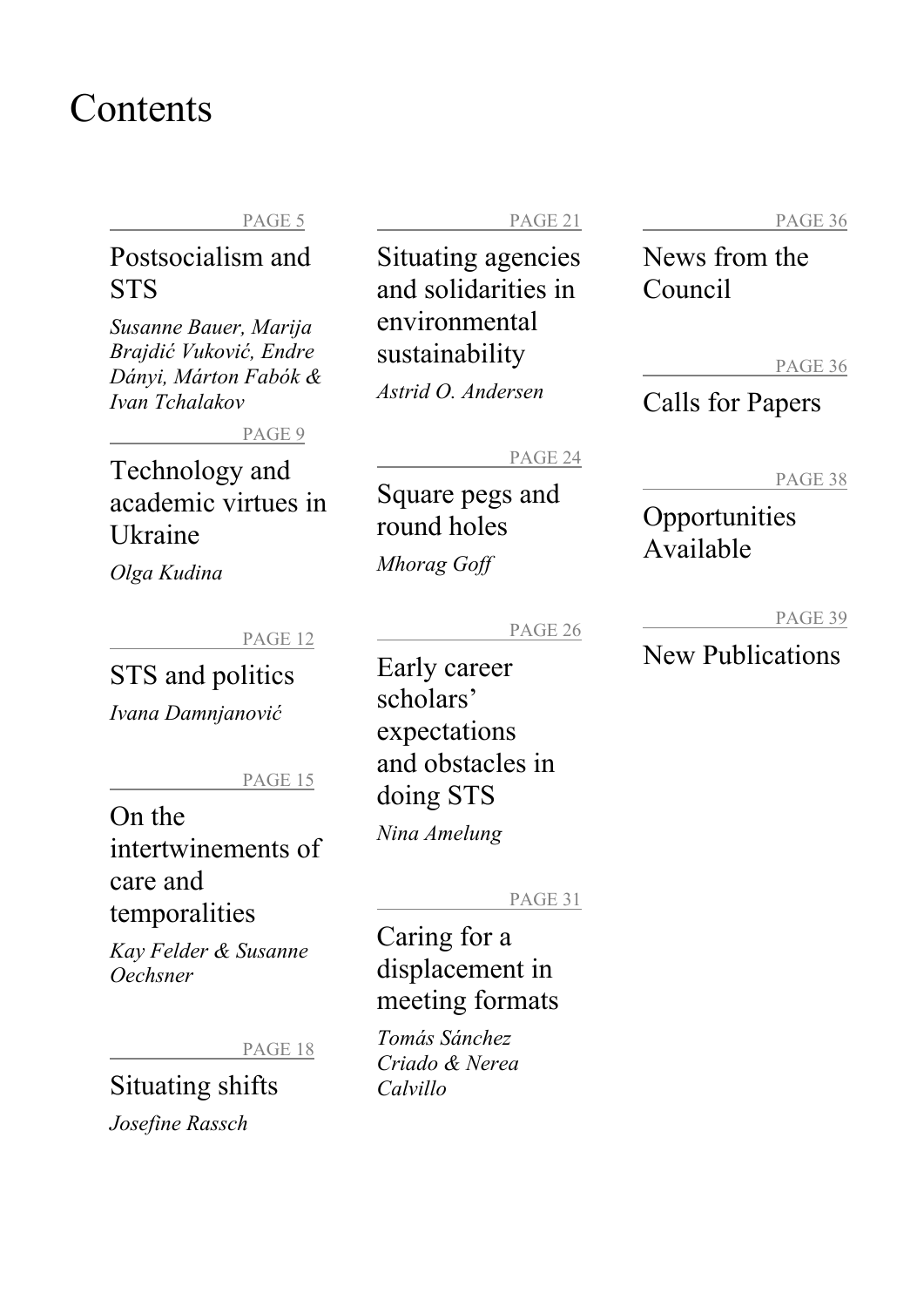# Contents

PAGE 5

## Postsocialism and STS

*Susanne Bauer, Marija Brajdić Vuković, Endre Dányi, Márton Fabók & Ivan Tchalakov*

PAGE 9

## Technology and academic virtues in Ukraine

*Olga Kudina*

PAGE 12

## STS and politics

*Ivana Damnjanović*

PAGE 15

## On the intertwinements of care and temporalities

*Kay Felder & Susanne Oechsner*

PAGE 18

## Situating shifts

*Josefine Rassch*

PAGE 21

## Situating agencies and solidarities in environmental sustainability

*Astrid O. Andersen*

PAGE 24

## Square pegs and round holes

*Mhorag Goff*

PAGE 26

## Early career scholars' expectations and obstacles in doing STS

*Nina Amelung*

PAGE 31

## Caring for a displacement in meeting formats

*Tomás Sánchez Criado & Nerea Calvillo*

PAGE 36

## News from the Council

PAGE 36

## Calls for Papers

PAGE 38

## Opportunities Available

PAGE 39

## New Publications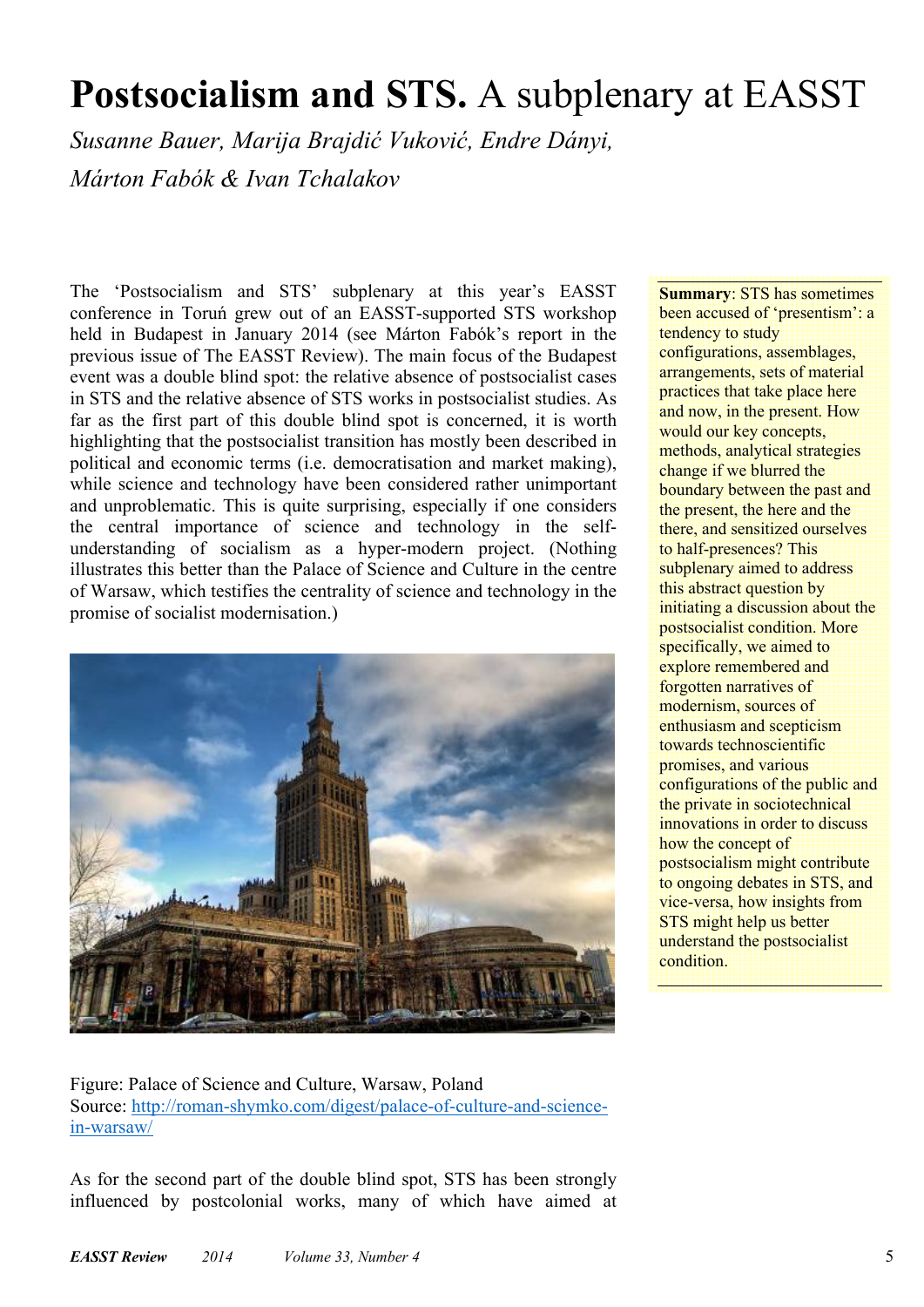# **Postsocialism and STS.** A subplenary at EASST

*Susanne Bauer, Marija Brajdić Vuković, Endre Dányi, Márton Fabók & Ivan Tchalakov*

**Summary**: STS has sometimes been accused of 'presentism': a tendency to study configurations, assemblages, arrangements, sets of material practices that take place here and now, in the present. How would our key concepts, methods, analytical strategies change if we blurred the boundary between the past and the present, the here and the there, and sensitized ourselves to half-presences? This subplenary aimed to address this abstract question by initiating a discussion about the postsocialist condition. More specifically, we aimed to explore remembered and forgotten narratives of modernism, sources of enthusiasm and scepticism towards technoscientific promises, and various configurations of the public and the private in sociotechnical innovations in order to discuss how the concept of postsocialism might contribute to ongoing debates in STS, and vice-versa, how insights from STS might help us better understand the postsocialist condition.

The 'Postsocialism and STS' subplenary at this year's EASST conference in Toruń grew out of an EASST-supported STS workshop held in Budapest in January 2014 (see Márton Fabók's report in the previous issue of The EASST Review). The main focus of the Budapest event was a double blind spot: the relative absence of postsocialist cases in STS and the relative absence of STS works in postsocialist studies. As far as the first part of this double blind spot is concerned, it is worth highlighting that the postsocialist transition has mostly been described in political and economic terms (i.e. democratisation and market making), while science and technology have been considered rather unimportant and unproblematic. This is quite surprising, especially if one considers the central importance of science and technology in the self-understanding of socialism as a hyper-modern project. (Nothing illustrates this better than the Palace of Science and Culture in the centre of Warsaw, which testifies the centrality of science and technology in the promise of socialist modernisation.)

Figure: Palace of Science and Culture, Warsaw, Poland
Source: [http://roman-shymko.com/digest/palace-of-culture-and-science-in-warsaw/](http://roman-shymko.com/digest/palace-of-culture-and-science-in-warsaw/)

As for the second part of the double blind spot, STS has been strongly influenced by postcolonial works, many of which have aimed at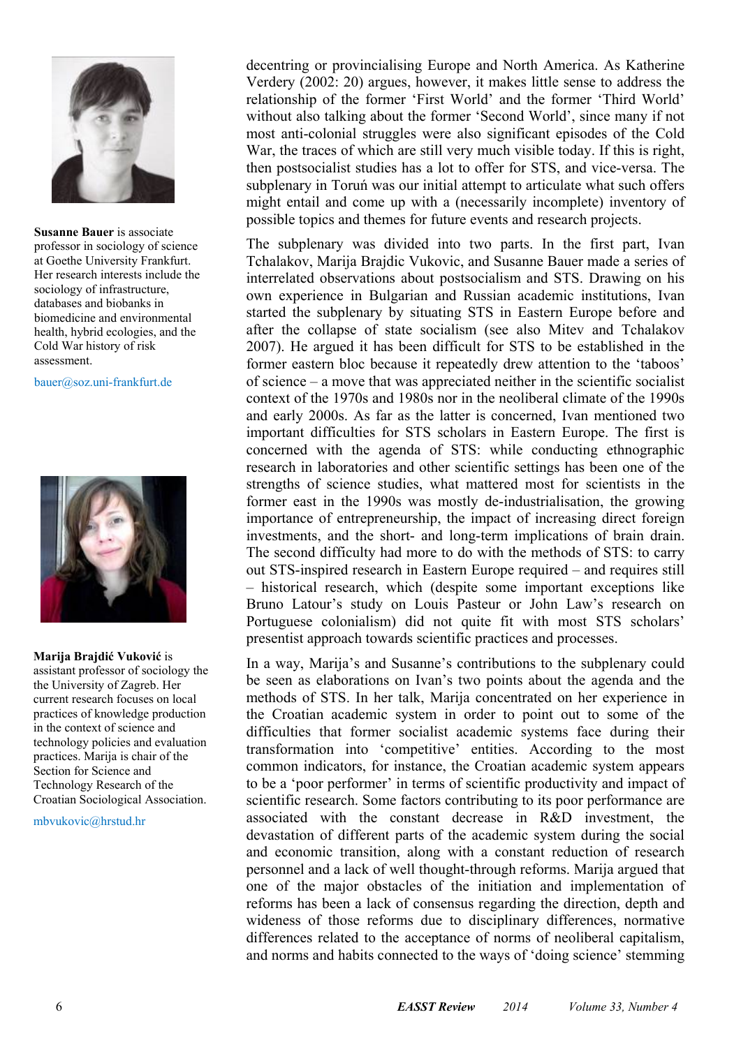decentring or provincialising Europe and North America. As Katherine Verdery (2002: 20) argues, however, it makes little sense to address the relationship of the former 'First World' and the former 'Third World' without also talking about the former 'Second World', since many if not most anti-colonial struggles were also significant episodes of the Cold War, the traces of which are still very much visible today. If this is right, then postsocialist studies has a lot to offer for STS, and vice-versa. The subplenary in Toruń was our initial attempt to articulate what such offers might entail and come up with a (necessarily incomplete) inventory of possible topics and themes for future events and research projects.

The subplenary was divided into two parts. In the first part, Ivan Tchalakov, Marija Brajdic Vukovic, and Susanne Bauer made a series of interrelated observations about postsocialism and STS. Drawing on his own experience in Bulgarian and Russian academic institutions, Ivan started the subplenary by situating STS in Eastern Europe before and after the collapse of state socialism (see also Mitev and Tchalakov 2007). He argued it has been difficult for STS to be established in the former eastern bloc because it repeatedly drew attention to the 'taboos' of science – a move that was appreciated neither in the scientific socialist context of the 1970s and 1980s nor in the neoliberal climate of the 1990s and early 2000s. As far as the latter is concerned, Ivan mentioned two important difficulties for STS scholars in Eastern Europe. The first is concerned with the agenda of STS: while conducting ethnographic research in laboratories and other scientific settings has been one of the strengths of science studies, what mattered most for scientists in the former east in the 1990s was mostly de-industrialisation, the growing importance of entrepreneurship, the impact of increasing direct foreign investments, and the short- and long-term implications of brain drain. The second difficulty had more to do with the methods of STS: to carry out STS-inspired research in Eastern Europe required – and requires still – historical research, which (despite some important exceptions like Bruno Latour's study on Louis Pasteur or John Law's research on Portuguese colonialism) did not quite fit with most STS scholars' presentist approach towards scientific practices and processes.

In a way, Marija's and Susanne's contributions to the subplenary could be seen as elaborations on Ivan's two points about the agenda and the methods of STS. In her talk, Marija concentrated on her experience in the Croatian academic system in order to point out to some of the difficulties that former socialist academic systems face during their transformation into 'competitive' entities. According to the most common indicators, for instance, the Croatian academic system appears to be a 'poor performer' in terms of scientific productivity and impact of scientific research. Some factors contributing to its poor performance are associated with the constant decrease in R&D investment, the devastation of different parts of the academic system during the social and economic transition, along with a constant reduction of research personnel and a lack of well thought-through reforms. Marija argued that one of the major obstacles of the initiation and implementation of reforms has been a lack of consensus regarding the direction, depth and wideness of those reforms due to disciplinary differences, normative differences related to the acceptance of norms of neoliberal capitalism, and norms and habits connected to the ways of 'doing science' stemming

**Susanne Bauer** is associate professor in sociology of science at Goethe University Frankfurt. Her research interests include the sociology of infrastructure, databases and biobanks in biomedicine and environmental health, hybrid ecologies, and the Cold War history of risk assessment.

bauer@soz.uni-frankfurt.de

**Marija Brajdić Vuković** is assistant professor of sociology the the University of Zagreb. Her current research focuses on local practices of knowledge production in the context of science and technology policies and evaluation practices. Marija is chair of the Section for Science and Technology Research of the Croatian Sociological Association.

mbvukovic@hrstud.hr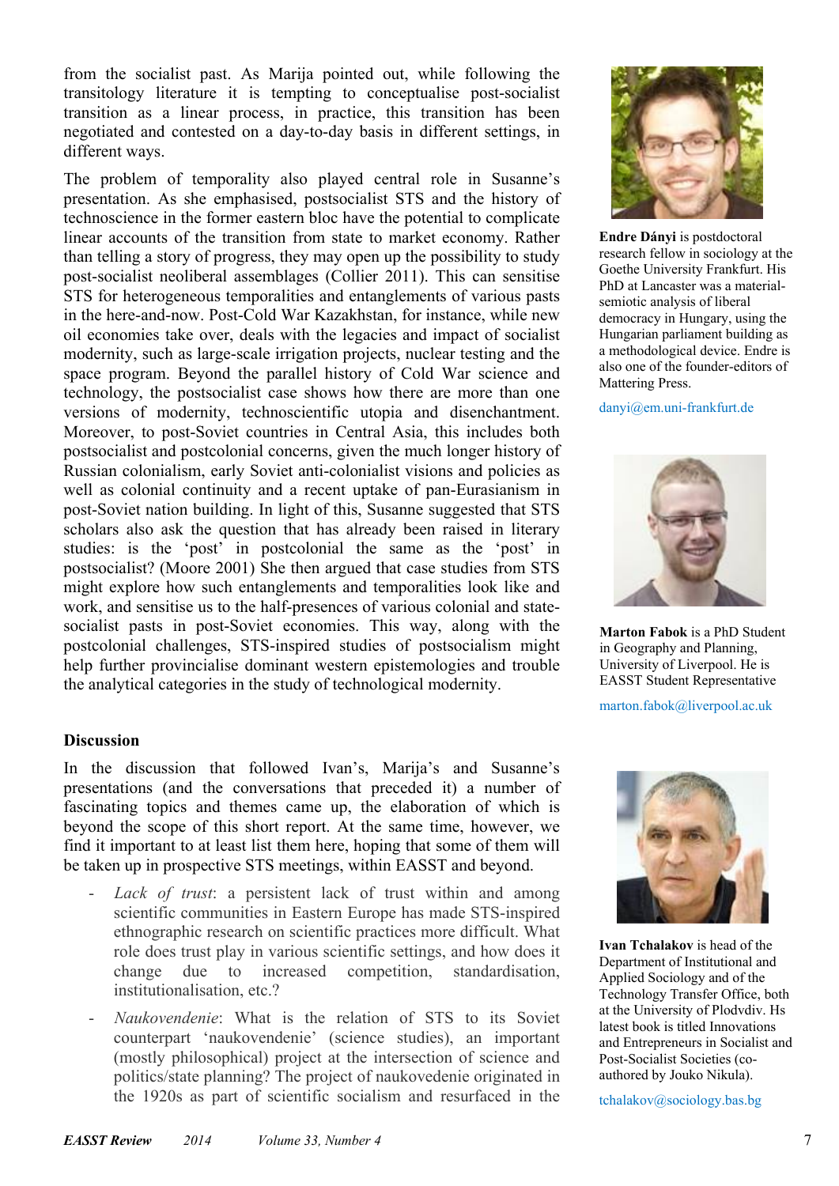from the socialist past. As Marija pointed out, while following the transitology literature it is tempting to conceptualise post-socialist transition as a linear process, in practice, this transition has been negotiated and contested on a day-to-day basis in different settings, in different ways.

The problem of temporality also played central role in Susanne's presentation. As she emphasised, postsocialist STS and the history of technoscience in the former eastern bloc have the potential to complicate linear accounts of the transition from state to market economy. Rather than telling a story of progress, they may open up the possibility to study post-socialist neoliberal assemblages (Collier 2011). This can sensitise STS for heterogeneous temporalities and entanglements of various pasts in the here-and-now. Post-Cold War Kazakhstan, for instance, while new oil economies take over, deals with the legacies and impact of socialist modernity, such as large-scale irrigation projects, nuclear testing and the space program. Beyond the parallel history of Cold War science and technology, the postsocialist case shows how there are more than one versions of modernity, technoscientific utopia and disenchantment. Moreover, to post-Soviet countries in Central Asia, this includes both postsocialist and postcolonial concerns, given the much longer history of Russian colonialism, early Soviet anti-colonialist visions and policies as well as colonial continuity and a recent uptake of pan-Eurasianism in post-Soviet nation building. In light of this, Susanne suggested that STS scholars also ask the question that has already been raised in literary studies: is the 'post' in postcolonial the same as the 'post' in postsocialist? (Moore 2001) She then argued that case studies from STS might explore how such entanglements and temporalities look like and work, and sensitise us to the half-presences of various colonial and state-socialist pasts in post-Soviet economies. This way, along with the postcolonial challenges, STS-inspired studies of postsocialism might help further provincialise dominant western epistemologies and trouble the analytical categories in the study of technological modernity.

## Discussion

In the discussion that followed Ivan's, Marija's and Susanne's presentations (and the conversations that preceded it) a number of fascinating topics and themes came up, the elaboration of which is beyond the scope of this short report. At the same time, however, we find it important to at least list them here, hoping that some of them will be taken up in prospective STS meetings, within EASST and beyond.

- *Lack of trust*: a persistent lack of trust within and among scientific communities in Eastern Europe has made STS-inspired ethnographic research on scientific practices more difficult. What role does trust play in various scientific settings, and how does it change due to increased competition, standardisation, institutionalisation, etc.?
- *Naukovendenie*: What is the relation of STS to its Soviet counterpart 'naukovendenie' (science studies), an important (mostly philosophical) project at the intersection of science and politics/state planning? The project of naukovedenie originated in the 1920s as part of scientific socialism and resurfaced in the

**Endre Dányi** is postdoctoral research fellow in sociology at the Goethe University Frankfurt. His PhD at Lancaster was a material-semiotic analysis of liberal democracy in Hungary, using the Hungarian parliament building as a methodological device. Endre is also one of the founder-editors of Mattering Press.

danyi@em.uni-frankfurt.de

**Marton Fabok** is a PhD Student in Geography and Planning, University of Liverpool. He is EASST Student Representative

marton.fabok@liverpool.ac.uk

**Ivan Tchalakov** is head of the Department of Institutional and Applied Sociology and of the Technology Transfer Office, both at the University of Plodvdiv. Hs latest book is titled Innovations and Entrepreneurs in Socialist and Post-Socialist Societies (co-authored by Jouko Nikula).

tchalakov@sociology.bas.bg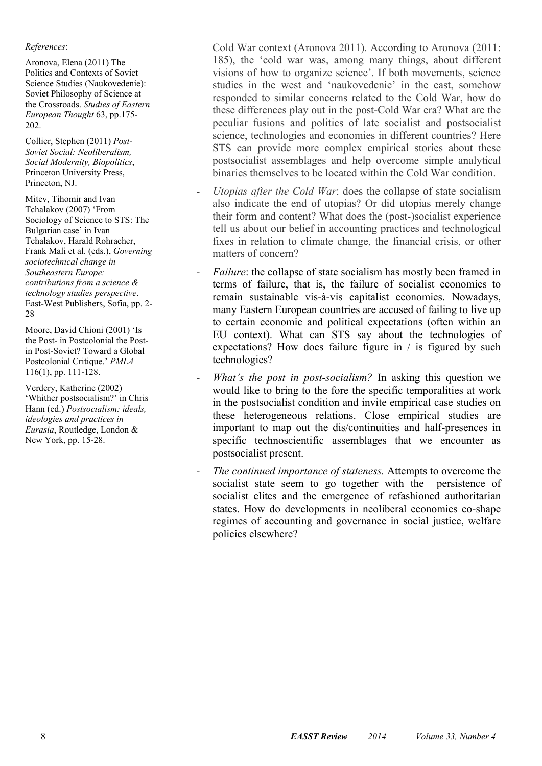Cold War context (Aronova 2011). According to Aronova (2011: 185), the 'cold war was, among many things, about different visions of how to organize science'. If both movements, science studies in the west and 'naukovedenie' in the east, somehow responded to similar concerns related to the Cold War, how do these differences play out in the post-Cold War era? What are the peculiar fusions and politics of late socialist and postsocialist science, technologies and economies in different countries? Here STS can provide more complex empirical stories about these postsocialist assemblages and help overcome simple analytical binaries themselves to be located within the Cold War condition.

- *Utopias after the Cold War*: does the collapse of state socialism also indicate the end of utopias? Or did utopias merely change their form and content? What does the (post-)socialist experience tell us about our belief in accounting practices and technological fixes in relation to climate change, the financial crisis, or other matters of concern?
- *Failure*: the collapse of state socialism has mostly been framed in terms of failure, that is, the failure of socialist economies to remain sustainable vis-à-vis capitalist economies. Nowadays, many Eastern European countries are accused of failing to live up to certain economic and political expectations (often within an EU context). What can STS say about the technologies of expectations? How does failure figure in / is figured by such technologies?
- *What's the post in post-socialism?* In asking this question we would like to bring to the fore the specific temporalities at work in the postsocialist condition and invite empirical case studies on these heterogeneous relations. Close empirical studies are important to map out the dis/continuities and half-presences in specific technoscientific assemblages that we encounter as postsocialist present.
- *The continued importance of stateness.* Attempts to overcome the socialist state seem to go together with the persistence of socialist elites and the emergence of refashioned authoritarian states. How do developments in neoliberal economies co-shape regimes of accounting and governance in social justice, welfare policies elsewhere?

*References*:

Aronova, Elena (2011) The Politics and Contexts of Soviet Science Studies (Naukovedenie): Soviet Philosophy of Science at the Crossroads. *Studies of Eastern European Thought* 63, pp.175-202.

Collier, Stephen (2011) *Post-Soviet Social: Neoliberalism, Social Modernity, Biopolitics*, Princeton University Press, Princeton, NJ.

Mitev, Tihomir and Ivan Tchalakov (2007) 'From Sociology of Science to STS: The Bulgarian case' in Ivan Tchalakov, Harald Rohracher, Frank Mali et al. (eds.), *Governing sociotechnical change in Southeastern Europe: contributions from a science & technology studies perspective*. East-West Publishers, Sofia, pp. 2-28

Moore, David Chioni (2001) 'Is the Post- in Postcolonial the Post- in Post-Soviet? Toward a Global Postcolonial Critique.' *PMLA* 116(1), pp. 111-128.

Verdery, Katherine (2002) 'Whither postsocialism?' in Chris Hann (ed.) *Postsocialism: ideals, ideologies and practices in Eurasia*, Routledge, London & New York, pp. 15-28.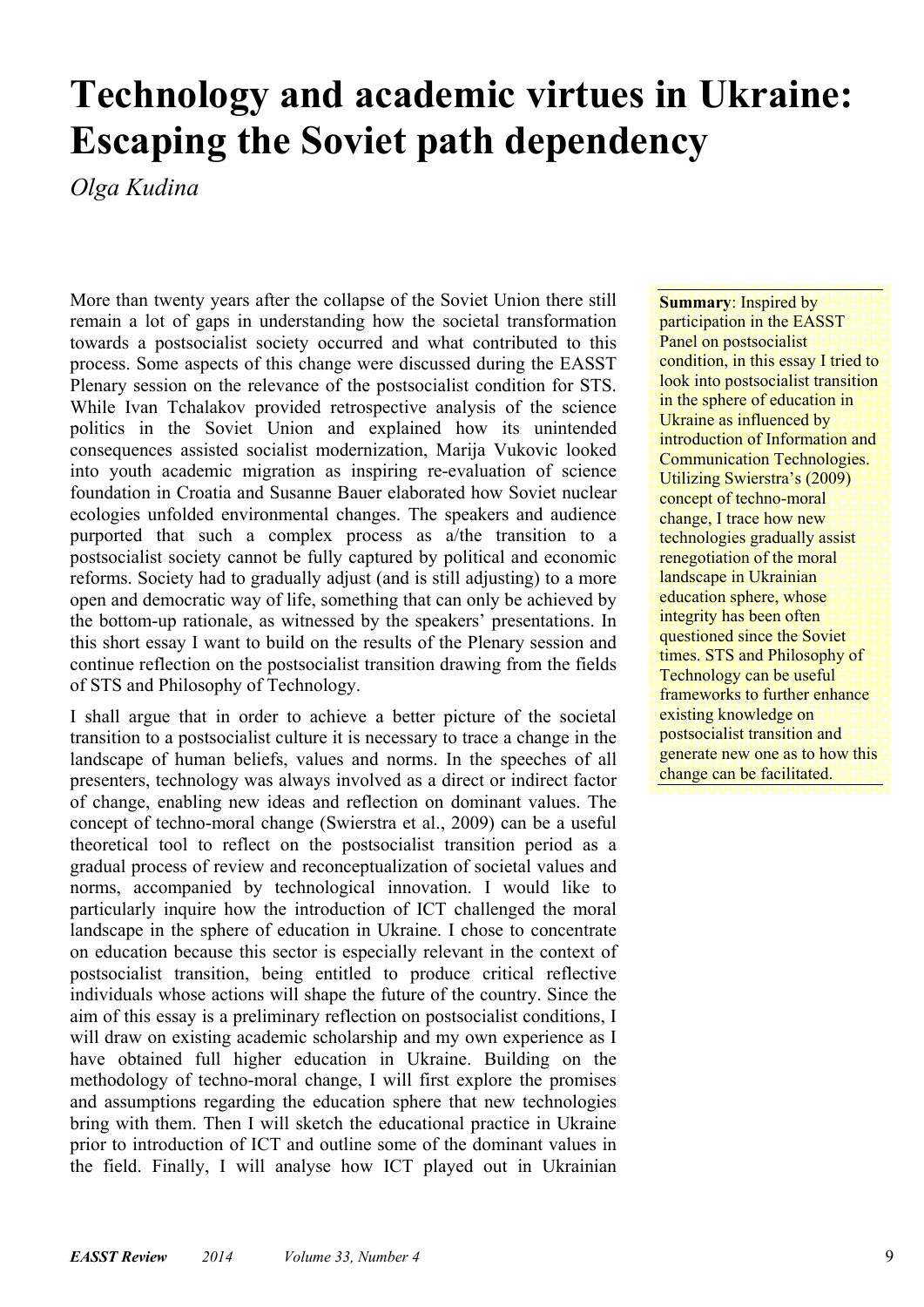# Technology and academic virtues in Ukraine: Escaping the Soviet path dependency

*Olga Kudina*

**Summary**: Inspired by participation in the EASST Panel on postsocialist condition, in this essay I tried to look into postsocialist transition in the sphere of education in Ukraine as influenced by introduction of Information and Communication Technologies. Utilizing Swierstra's (2009) concept of techno-moral change, I trace how new technologies gradually assist renegotiation of the moral landscape in Ukrainian education sphere, whose integrity has been often questioned since the Soviet times. STS and Philosophy of Technology can be useful frameworks to further enhance existing knowledge on postsocialist transition and generate new one as to how this change can be facilitated.

More than twenty years after the collapse of the Soviet Union there still remain a lot of gaps in understanding how the societal transformation towards a postsocialist society occurred and what contributed to this process. Some aspects of this change were discussed during the EASST Plenary session on the relevance of the postsocialist condition for STS. While Ivan Tchalakov provided retrospective analysis of the science politics in the Soviet Union and explained how its unintended consequences assisted socialist modernization, Marija Vukovic looked into youth academic migration as inspiring re-evaluation of science foundation in Croatia and Susanne Bauer elaborated how Soviet nuclear ecologies unfolded environmental changes. The speakers and audience purported that such a complex process as a/the transition to a postsocialist society cannot be fully captured by political and economic reforms. Society had to gradually adjust (and is still adjusting) to a more open and democratic way of life, something that can only be achieved by the bottom-up rationale, as witnessed by the speakers' presentations. In this short essay I want to build on the results of the Plenary session and continue reflection on the postsocialist transition drawing from the fields of STS and Philosophy of Technology.

I shall argue that in order to achieve a better picture of the societal transition to a postsocialist culture it is necessary to trace a change in the landscape of human beliefs, values and norms. In the speeches of all presenters, technology was always involved as a direct or indirect factor of change, enabling new ideas and reflection on dominant values. The concept of techno-moral change (Swierstra et al., 2009) can be a useful theoretical tool to reflect on the postsocialist transition period as a gradual process of review and reconceptualization of societal values and norms, accompanied by technological innovation. I would like to particularly inquire how the introduction of ICT challenged the moral landscape in the sphere of education in Ukraine. I chose to concentrate on education because this sector is especially relevant in the context of postsocialist transition, being entitled to produce critical reflective individuals whose actions will shape the future of the country. Since the aim of this essay is a preliminary reflection on postsocialist conditions, I will draw on existing academic scholarship and my own experience as I have obtained full higher education in Ukraine. Building on the methodology of techno-moral change, I will first explore the promises and assumptions regarding the education sphere that new technologies bring with them. Then I will sketch the educational practice in Ukraine prior to introduction of ICT and outline some of the dominant values in the field. Finally, I will analyse how ICT played out in Ukrainian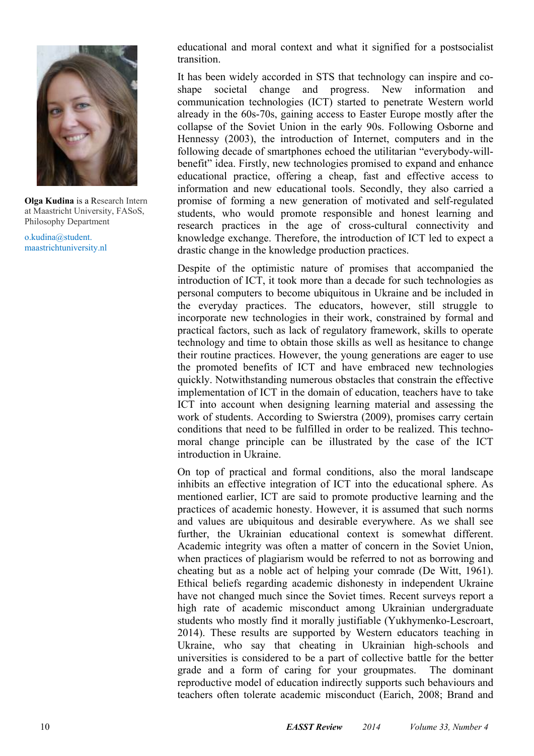**Olga Kudina** is a Research Intern at Maastricht University, FASoS, Philosophy Department

o.kudina@student.maastrichtuniversity.nl

educational and moral context and what it signified for a postsocialist transition.

It has been widely accorded in STS that technology can inspire and co-shape societal change and progress. New information and communication technologies (ICT) started to penetrate Western world already in the 60s-70s, gaining access to Easter Europe mostly after the collapse of the Soviet Union in the early 90s. Following Osborne and Hennessy (2003), the introduction of Internet, computers and in the following decade of smartphones echoed the utilitarian "everybody-will-benefit" idea. Firstly, new technologies promised to expand and enhance educational practice, offering a cheap, fast and effective access to information and new educational tools. Secondly, they also carried a promise of forming a new generation of motivated and self-regulated students, who would promote responsible and honest learning and research practices in the age of cross-cultural connectivity and knowledge exchange. Therefore, the introduction of ICT led to expect a drastic change in the knowledge production practices.

Despite of the optimistic nature of promises that accompanied the introduction of ICT, it took more than a decade for such technologies as personal computers to become ubiquitous in Ukraine and be included in the everyday practices. The educators, however, still struggle to incorporate new technologies in their work, constrained by formal and practical factors, such as lack of regulatory framework, skills to operate technology and time to obtain those skills as well as hesitance to change their routine practices. However, the young generations are eager to use the promoted benefits of ICT and have embraced new technologies quickly. Notwithstanding numerous obstacles that constrain the effective implementation of ICT in the domain of education, teachers have to take ICT into account when designing learning material and assessing the work of students. According to Swierstra (2009), promises carry certain conditions that need to be fulfilled in order to be realized. This techno-moral change principle can be illustrated by the case of the ICT introduction in Ukraine.

On top of practical and formal conditions, also the moral landscape inhibits an effective integration of ICT into the educational sphere. As mentioned earlier, ICT are said to promote productive learning and the practices of academic honesty. However, it is assumed that such norms and values are ubiquitous and desirable everywhere. As we shall see further, the Ukrainian educational context is somewhat different. Academic integrity was often a matter of concern in the Soviet Union, when practices of plagiarism would be referred to not as borrowing and cheating but as a noble act of helping your comrade (De Witt, 1961). Ethical beliefs regarding academic dishonesty in independent Ukraine have not changed much since the Soviet times. Recent surveys report a high rate of academic misconduct among Ukrainian undergraduate students who mostly find it morally justifiable (Yukhymenko-Lescroart, 2014). These results are supported by Western educators teaching in Ukraine, who say that cheating in Ukrainian high-schools and universities is considered to be a part of collective battle for the better grade and a form of caring for your groupmates. The dominant reproductive model of education indirectly supports such behaviours and teachers often tolerate academic misconduct (Earich, 2008; Brand and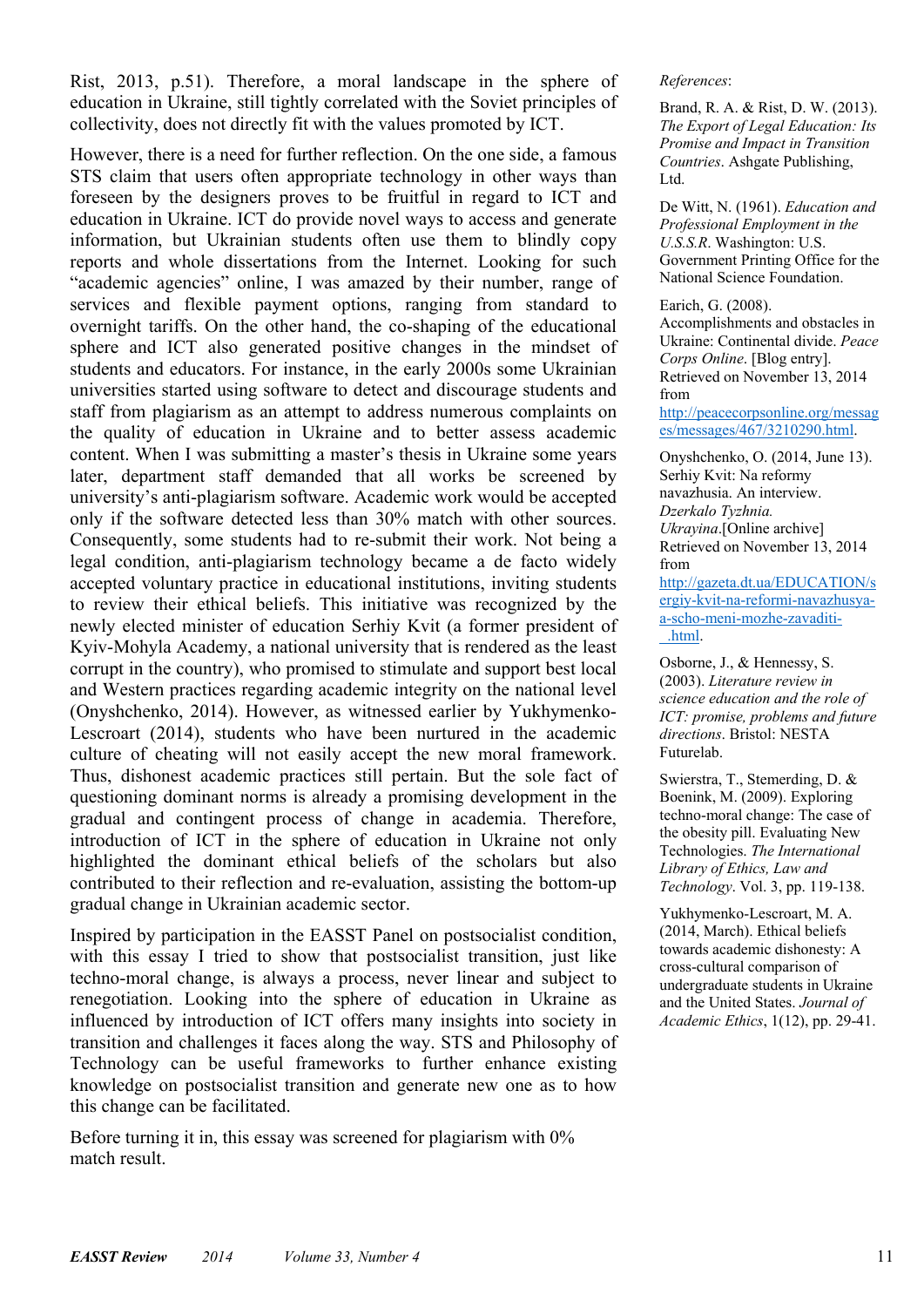Rist, 2013, p.51). Therefore, a moral landscape in the sphere of education in Ukraine, still tightly correlated with the Soviet principles of collectivity, does not directly fit with the values promoted by ICT.

However, there is a need for further reflection. On the one side, a famous STS claim that users often appropriate technology in other ways than foreseen by the designers proves to be fruitful in regard to ICT and education in Ukraine. ICT do provide novel ways to access and generate information, but Ukrainian students often use them to blindly copy reports and whole dissertations from the Internet. Looking for such "academic agencies" online, I was amazed by their number, range of services and flexible payment options, ranging from standard to overnight tariffs. On the other hand, the co-shaping of the educational sphere and ICT also generated positive changes in the mindset of students and educators. For instance, in the early 2000s some Ukrainian universities started using software to detect and discourage students and staff from plagiarism as an attempt to address numerous complaints on the quality of education in Ukraine and to better assess academic content. When I was submitting a master's thesis in Ukraine some years later, department staff demanded that all works be screened by university's anti-plagiarism software. Academic work would be accepted only if the software detected less than 30% match with other sources. Consequently, some students had to re-submit their work. Not being a legal condition, anti-plagiarism technology became a de facto widely accepted voluntary practice in educational institutions, inviting students to review their ethical beliefs. This initiative was recognized by the newly elected minister of education Serhiy Kvit (a former president of Kyiv-Mohyla Academy, a national university that is rendered as the least corrupt in the country), who promised to stimulate and support best local and Western practices regarding academic integrity on the national level (Onyshchenko, 2014). However, as witnessed earlier by Yukhymenko-Lescroart (2014), students who have been nurtured in the academic culture of cheating will not easily accept the new moral framework. Thus, dishonest academic practices still pertain. But the sole fact of questioning dominant norms is already a promising development in the gradual and contingent process of change in academia. Therefore, introduction of ICT in the sphere of education in Ukraine not only highlighted the dominant ethical beliefs of the scholars but also contributed to their reflection and re-evaluation, assisting the bottom-up gradual change in Ukrainian academic sector.

Inspired by participation in the EASST Panel on postsocialist condition, with this essay I tried to show that postsocialist transition, just like techno-moral change, is always a process, never linear and subject to renegotiation. Looking into the sphere of education in Ukraine as influenced by introduction of ICT offers many insights into society in transition and challenges it faces along the way. STS and Philosophy of Technology can be useful frameworks to further enhance existing knowledge on postsocialist transition and generate new one as to how this change can be facilitated.

Before turning it in, this essay was screened for plagiarism with 0% match result.

*References*:

Brand, R. A. & Rist, D. W. (2013). *The Export of Legal Education: Its Promise and Impact in Transition Countries*. Ashgate Publishing, Ltd.

De Witt, N. (1961). *Education and Professional Employment in the U.S.S.R*. Washington: U.S. Government Printing Office for the National Science Foundation.

Earich, G. (2008). Accomplishments and obstacles in Ukraine: Continental divide. *Peace Corps Online*. [Blog entry]. Retrieved on November 13, 2014 from http://peacecorpsonline.org/messages/messages/467/3210290.html.

Onyshchenko, O. (2014, June 13). Serhiy Kvit: Na reformy navazhusia. An interview. *Dzerkalo Tyzhnia. Ukrayina*.[Online archive] Retrieved on November 13, 2014 from http://gazeta.dt.ua/EDUCATION/sergiy-kvit-na-reformi-navazhusya-a-scho-meni-mozhe-zavaditi-_.html.

Osborne, J., & Hennessy, S. (2003). *Literature review in science education and the role of ICT: promise, problems and future directions*. Bristol: NESTA Futurelab.

Swierstra, T., Stemerding, D. & Boenink, M. (2009). Exploring techno-moral change: The case of the obesity pill. Evaluating New Technologies. *The International Library of Ethics, Law and Technology*. Vol. 3, pp. 119-138.

Yukhymenko-Lescroart, M. A. (2014, March). Ethical beliefs towards academic dishonesty: A cross-cultural comparison of undergraduate students in Ukraine and the United States. *Journal of Academic Ethics*, 1(12), pp. 29-41.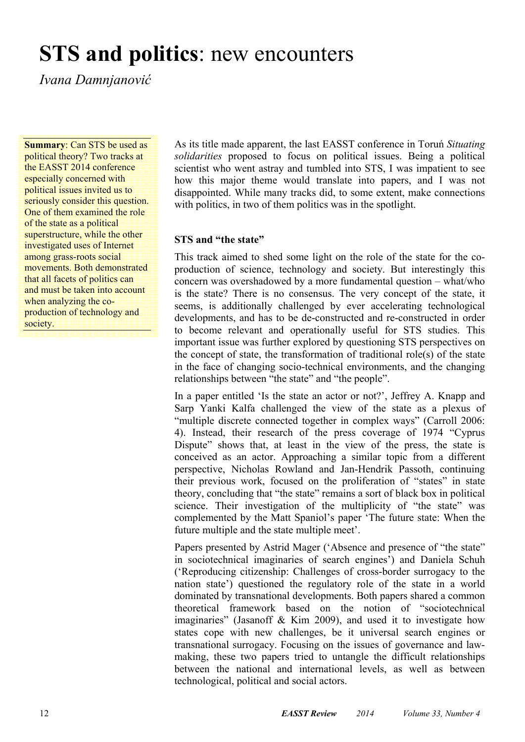# **STS and politics**: new encounters

*Ivana Damnjanović*

**Summary**: Can STS be used as political theory? Two tracks at the EASST 2014 conference especially concerned with political issues invited us to seriously consider this question. One of them examined the role of the state as a political superstructure, while the other investigated uses of Internet among grass-roots social movements. Both demonstrated that all facets of politics can and must be taken into account when analyzing the co-production of technology and society.

As its title made apparent, the last EASST conference in Toruń *Situating solidarities* proposed to focus on political issues. Being a political scientist who went astray and tumbled into STS, I was impatient to see how this major theme would translate into papers, and I was not disappointed. While many tracks did, to some extent, make connections with politics, in two of them politics was in the spotlight.

### STS and "the state"

This track aimed to shed some light on the role of the state for the co-production of science, technology and society. But interestingly this concern was overshadowed by a more fundamental question – what/who is the state? There is no consensus. The very concept of the state, it seems, is additionally challenged by ever accelerating technological developments, and has to be de-constructed and re-constructed in order to become relevant and operationally useful for STS studies. This important issue was further explored by questioning STS perspectives on the concept of state, the transformation of traditional role(s) of the state in the face of changing socio-technical environments, and the changing relationships between "the state" and "the people".

In a paper entitled 'Is the state an actor or not?', Jeffrey A. Knapp and Sarp Yanki Kalfa challenged the view of the state as a plexus of "multiple discrete connected together in complex ways" (Carroll 2006: 4). Instead, their research of the press coverage of 1974 "Cyprus Dispute" shows that, at least in the view of the press, the state is conceived as an actor. Approaching a similar topic from a different perspective, Nicholas Rowland and Jan-Hendrik Passoth, continuing their previous work, focused on the proliferation of "states" in state theory, concluding that "the state" remains a sort of black box in political science. Their investigation of the multiplicity of "the state" was complemented by the Matt Spaniol's paper 'The future state: When the future multiple and the state multiple meet'.

Papers presented by Astrid Mager ('Absence and presence of "the state" in sociotechnical imaginaries of search engines') and Daniela Schuh ('Reproducing citizenship: Challenges of cross-border surrogacy to the nation state') questioned the regulatory role of the state in a world dominated by transnational developments. Both papers shared a common theoretical framework based on the notion of "sociotechnical imaginaries" (Jasanoff & Kim 2009), and used it to investigate how states cope with new challenges, be it universal search engines or transnational surrogacy. Focusing on the issues of governance and law-making, these two papers tried to untangle the difficult relationships between the national and international levels, as well as between technological, political and social actors.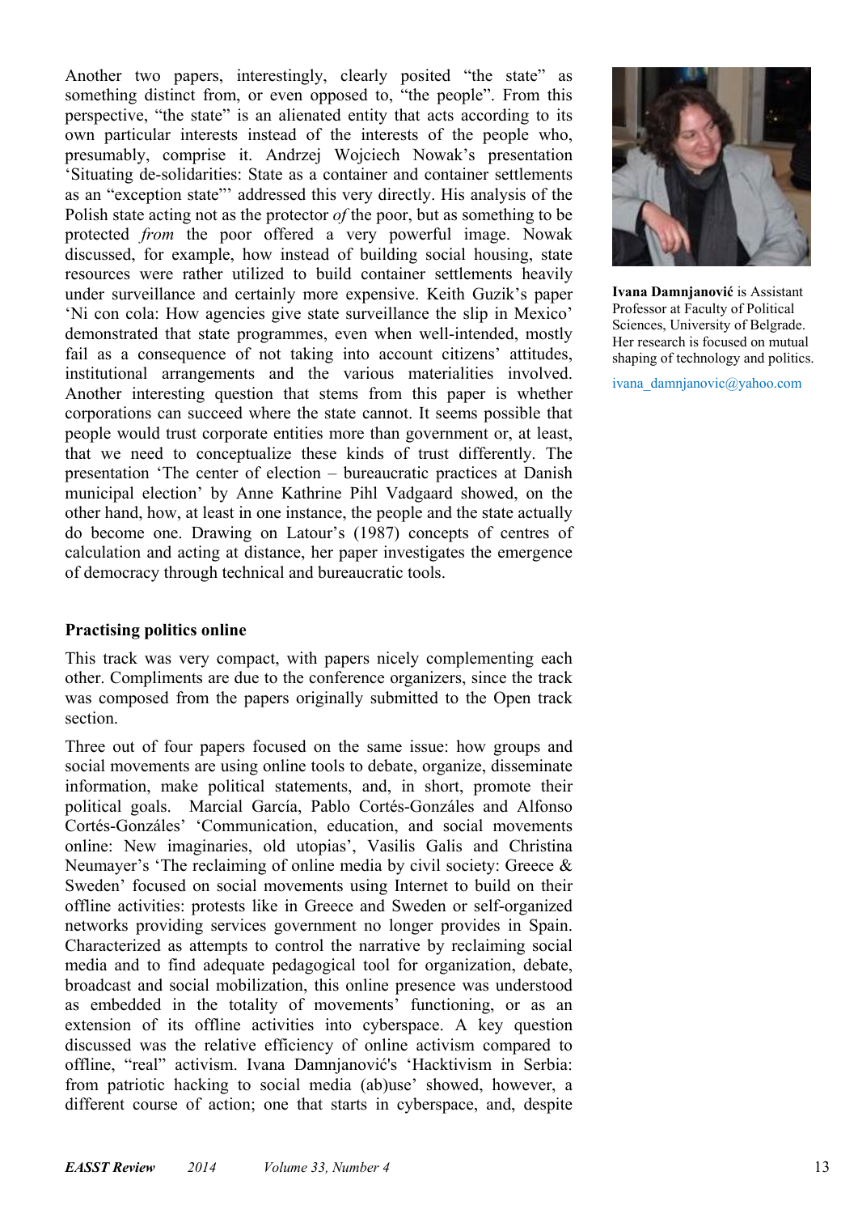Another two papers, interestingly, clearly posited "the state" as something distinct from, or even opposed to, "the people". From this perspective, "the state" is an alienated entity that acts according to its own particular interests instead of the interests of the people who, presumably, comprise it. Andrzej Wojciech Nowak's presentation 'Situating de-solidarities: State as a container and container settlements as an "exception state"' addressed this very directly. His analysis of the Polish state acting not as the protector *of* the poor, but as something to be protected *from* the poor offered a very powerful image. Nowak discussed, for example, how instead of building social housing, state resources were rather utilized to build container settlements heavily under surveillance and certainly more expensive. Keith Guzik's paper 'Ni con cola: How agencies give state surveillance the slip in Mexico' demonstrated that state programmes, even when well-intended, mostly fail as a consequence of not taking into account citizens' attitudes, institutional arrangements and the various materialities involved. Another interesting question that stems from this paper is whether corporations can succeed where the state cannot. It seems possible that people would trust corporate entities more than government or, at least, that we need to conceptualize these kinds of trust differently. The presentation 'The center of election – bureaucratic practices at Danish municipal election' by Anne Kathrine Pihl Vadgaard showed, on the other hand, how, at least in one instance, the people and the state actually do become one. Drawing on Latour's (1987) concepts of centres of calculation and acting at distance, her paper investigates the emergence of democracy through technical and bureaucratic tools.

**Practising politics online**

This track was very compact, with papers nicely complementing each other. Compliments are due to the conference organizers, since the track was composed from the papers originally submitted to the Open track section.

Three out of four papers focused on the same issue: how groups and social movements are using online tools to debate, organize, disseminate information, make political statements, and, in short, promote their political goals. Marcial García, Pablo Cortés-Gonzáles and Alfonso Cortés-Gonzáles' 'Communication, education, and social movements online: New imaginaries, old utopias', Vasilis Galis and Christina Neumayer's 'The reclaiming of online media by civil society: Greece & Sweden' focused on social movements using Internet to build on their offline activities: protests like in Greece and Sweden or self-organized networks providing services government no longer provides in Spain. Characterized as attempts to control the narrative by reclaiming social media and to find adequate pedagogical tool for organization, debate, broadcast and social mobilization, this online presence was understood as embedded in the totality of movements' functioning, or as an extension of its offline activities into cyberspace. A key question discussed was the relative efficiency of online activism compared to offline, "real" activism. Ivana Damnjanović's 'Hacktivism in Serbia: from patriotic hacking to social media (ab)use' showed, however, a different course of action; one that starts in cyberspace, and, despite

**Ivana Damnjanović** is Assistant Professor at Faculty of Political Sciences, University of Belgrade. Her research is focused on mutual shaping of technology and politics.

ivana_damnjanovic@yahoo.com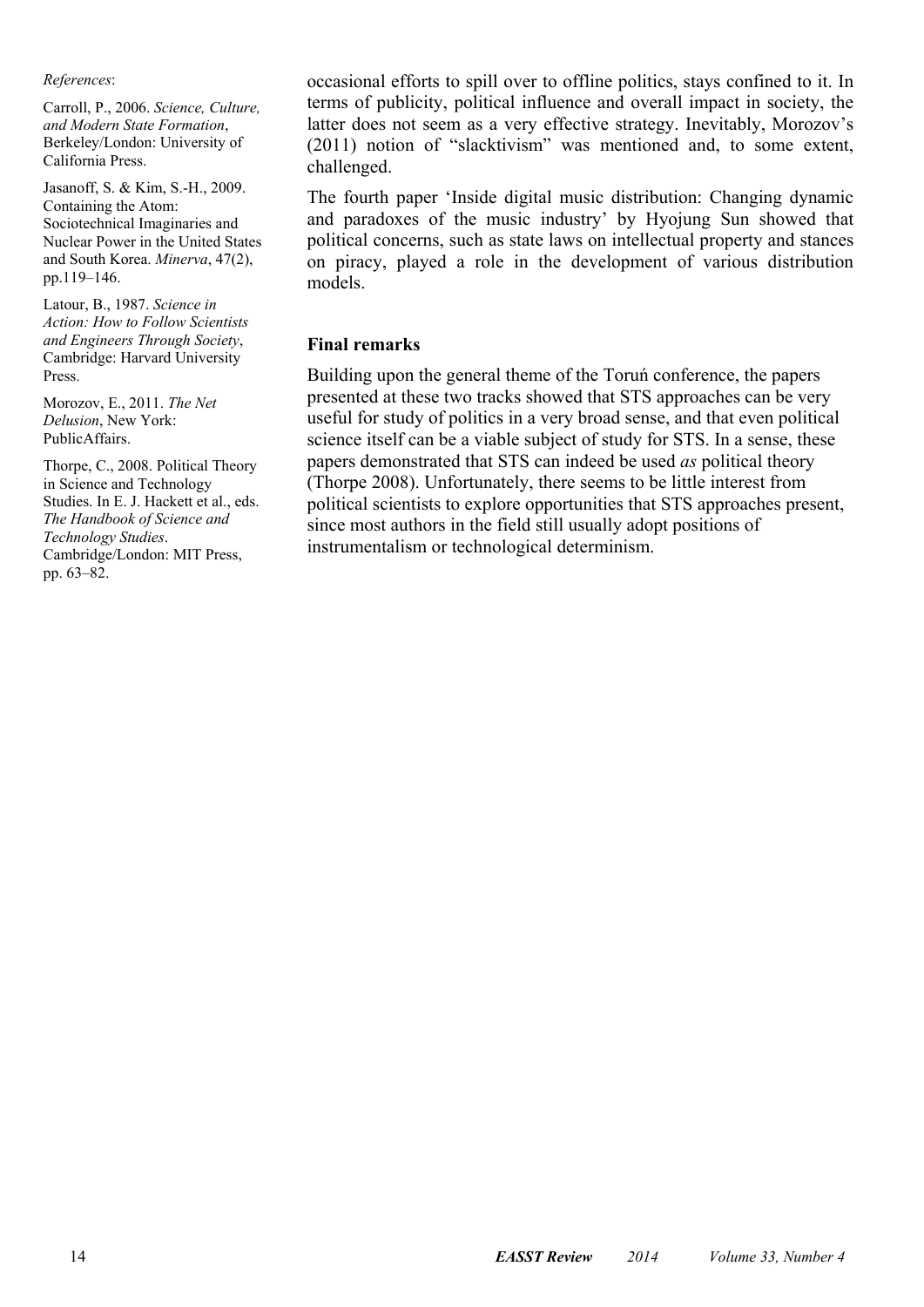occasional efforts to spill over to offline politics, stays confined to it. In terms of publicity, political influence and overall impact in society, the latter does not seem as a very effective strategy. Inevitably, Morozov's (2011) notion of "slacktivism" was mentioned and, to some extent, challenged.

The fourth paper 'Inside digital music distribution: Changing dynamic and paradoxes of the music industry' by Hyojung Sun showed that political concerns, such as state laws on intellectual property and stances on piracy, played a role in the development of various distribution models.

## Final remarks

Building upon the general theme of the Toruń conference, the papers presented at these two tracks showed that STS approaches can be very useful for study of politics in a very broad sense, and that even political science itself can be a viable subject of study for STS. In a sense, these papers demonstrated that STS can indeed be used *as* political theory (Thorpe 2008). Unfortunately, there seems to be little interest from political scientists to explore opportunities that STS approaches present, since most authors in the field still usually adopt positions of instrumentalism or technological determinism.

*References*:

Carroll, P., 2006. *Science, Culture, and Modern State Formation*, Berkeley/London: University of California Press.

Jasanoff, S. & Kim, S.-H., 2009. Containing the Atom: Sociotechnical Imaginaries and Nuclear Power in the United States and South Korea. *Minerva*, 47(2), pp.119–146.

Latour, B., 1987. *Science in Action: How to Follow Scientists and Engineers Through Society*, Cambridge: Harvard University Press.

Morozov, E., 2011. *The Net Delusion*, New York: PublicAffairs.

Thorpe, C., 2008. Political Theory in Science and Technology Studies. In E. J. Hackett et al., eds. *The Handbook of Science and Technology Studies*. Cambridge/London: MIT Press, pp. 63–82.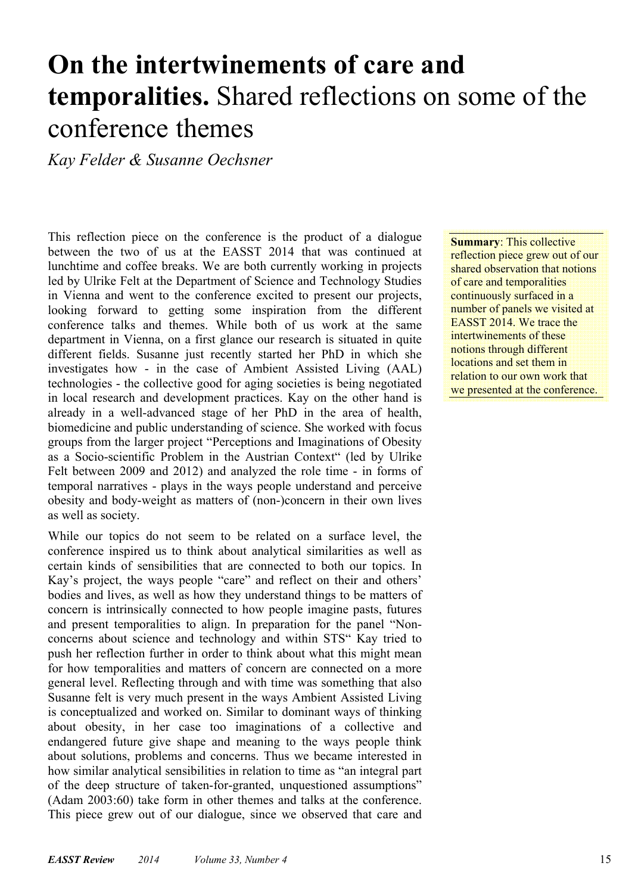# **On the intertwinements of care and temporalities.** Shared reflections on some of the conference themes

*Kay Felder & Susanne Oechsner*

**Summary**: This collective reflection piece grew out of our shared observation that notions of care and temporalities continuously surfaced in a number of panels we visited at EASST 2014. We trace the intertwinements of these notions through different locations and set them in relation to our own work that we presented at the conference.

This reflection piece on the conference is the product of a dialogue between the two of us at the EASST 2014 that was continued at lunchtime and coffee breaks. We are both currently working in projects led by Ulrike Felt at the Department of Science and Technology Studies in Vienna and went to the conference excited to present our projects, looking forward to getting some inspiration from the different conference talks and themes. While both of us work at the same department in Vienna, on a first glance our research is situated in quite different fields. Susanne just recently started her PhD in which she investigates how - in the case of Ambient Assisted Living (AAL) technologies - the collective good for aging societies is being negotiated in local research and development practices. Kay on the other hand is already in a well-advanced stage of her PhD in the area of health, biomedicine and public understanding of science. She worked with focus groups from the larger project "Perceptions and Imaginations of Obesity as a Socio-scientific Problem in the Austrian Context" (led by Ulrike Felt between 2009 and 2012) and analyzed the role time - in forms of temporal narratives - plays in the ways people understand and perceive obesity and body-weight as matters of (non-)concern in their own lives as well as society.

While our topics do not seem to be related on a surface level, the conference inspired us to think about analytical similarities as well as certain kinds of sensibilities that are connected to both our topics. In Kay's project, the ways people "care" and reflect on their and others' bodies and lives, as well as how they understand things to be matters of concern is intrinsically connected to how people imagine pasts, futures and present temporalities to align. In preparation for the panel "Non-concerns about science and technology and within STS" Kay tried to push her reflection further in order to think about what this might mean for how temporalities and matters of concern are connected on a more general level. Reflecting through and with time was something that also Susanne felt is very much present in the ways Ambient Assisted Living is conceptualized and worked on. Similar to dominant ways of thinking about obesity, in her case too imaginations of a collective and endangered future give shape and meaning to the ways people think about solutions, problems and concerns. Thus we became interested in how similar analytical sensibilities in relation to time as "an integral part of the deep structure of taken-for-granted, unquestioned assumptions" (Adam 2003:60) take form in other themes and talks at the conference. This piece grew out of our dialogue, since we observed that care and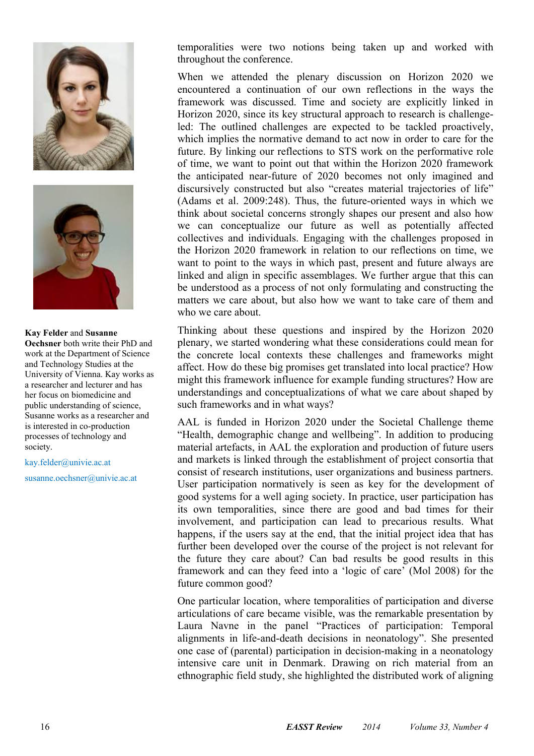temporalities were two notions being taken up and worked with throughout the conference.

When we attended the plenary discussion on Horizon 2020 we encountered a continuation of our own reflections in the ways the framework was discussed. Time and society are explicitly linked in Horizon 2020, since its key structural approach to research is challenge-led: The outlined challenges are expected to be tackled proactively, which implies the normative demand to act now in order to care for the future. By linking our reflections to STS work on the performative role of time, we want to point out that within the Horizon 2020 framework the anticipated near-future of 2020 becomes not only imagined and discursively constructed but also "creates material trajectories of life" (Adams et al. 2009:248). Thus, the future-oriented ways in which we think about societal concerns strongly shapes our present and also how we can conceptualize our future as well as potentially affected collectives and individuals. Engaging with the challenges proposed in the Horizon 2020 framework in relation to our reflections on time, we want to point to the ways in which past, present and future always are linked and align in specific assemblages. We further argue that this can be understood as a process of not only formulating and constructing the matters we care about, but also how we want to take care of them and who we care about.

Thinking about these questions and inspired by the Horizon 2020 plenary, we started wondering what these considerations could mean for the concrete local contexts these challenges and frameworks might affect. How do these big promises get translated into local practice? How might this framework influence for example funding structures? How are understandings and conceptualizations of what we care about shaped by such frameworks and in what ways?

AAL is funded in Horizon 2020 under the Societal Challenge theme "Health, demographic change and wellbeing". In addition to producing material artefacts, in AAL the exploration and production of future users and markets is linked through the establishment of project consortia that consist of research institutions, user organizations and business partners. User participation normatively is seen as key for the development of good systems for a well aging society. In practice, user participation has its own temporalities, since there are good and bad times for their involvement, and participation can lead to precarious results. What happens, if the users say at the end, that the initial project idea that has further been developed over the course of the project is not relevant for the future they care about? Can bad results be good results in this framework and can they feed into a 'logic of care' (Mol 2008) for the future common good?

One particular location, where temporalities of participation and diverse articulations of care became visible, was the remarkable presentation by Laura Navne in the panel "Practices of participation: Temporal alignments in life-and-death decisions in neonatology". She presented one case of (parental) participation in decision-making in a neonatology intensive care unit in Denmark. Drawing on rich material from an ethnographic field study, she highlighted the distributed work of aligning

**Kay Felder** and **Susanne Oechsner** both write their PhD and work at the Department of Science and Technology Studies at the University of Vienna. Kay works as a researcher and lecturer and has her focus on biomedicine and public understanding of science, Susanne works as a researcher and is interested in co-production processes of technology and society.

kay.felder@univie.ac.at

susanne.oechsner@univie.ac.at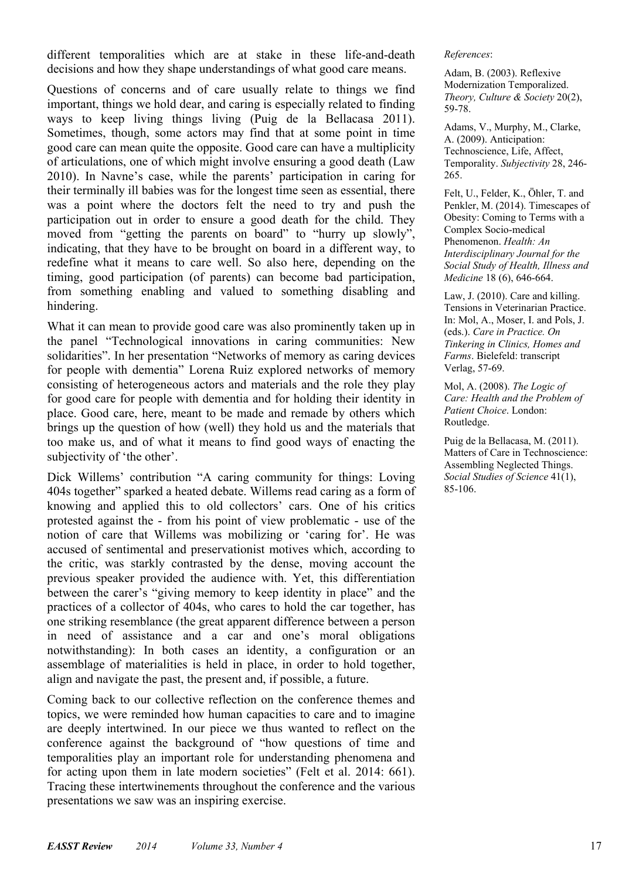different temporalities which are at stake in these life-and-death decisions and how they shape understandings of what good care means.

Questions of concerns and of care usually relate to things we find important, things we hold dear, and caring is especially related to finding ways to keep living things living (Puig de la Bellacasa 2011). Sometimes, though, some actors may find that at some point in time good care can mean quite the opposite. Good care can have a multiplicity of articulations, one of which might involve ensuring a good death (Law 2010). In Navne's case, while the parents' participation in caring for their terminally ill babies was for the longest time seen as essential, there was a point where the doctors felt the need to try and push the participation out in order to ensure a good death for the child. They moved from "getting the parents on board" to "hurry up slowly", indicating, that they have to be brought on board in a different way, to redefine what it means to care well. So also here, depending on the timing, good participation (of parents) can become bad participation, from something enabling and valued to something disabling and hindering.

What it can mean to provide good care was also prominently taken up in the panel "Technological innovations in caring communities: New solidarities". In her presentation "Networks of memory as caring devices for people with dementia" Lorena Ruiz explored networks of memory consisting of heterogeneous actors and materials and the role they play for good care for people with dementia and for holding their identity in place. Good care, here, meant to be made and remade by others which brings up the question of how (well) they hold us and the materials that too make us, and of what it means to find good ways of enacting the subjectivity of 'the other'.

Dick Willems' contribution "A caring community for things: Loving 404s together" sparked a heated debate. Willems read caring as a form of knowing and applied this to old collectors' cars. One of his critics protested against the - from his point of view problematic - use of the notion of care that Willems was mobilizing or 'caring for'. He was accused of sentimental and preservationist motives which, according to the critic, was starkly contrasted by the dense, moving account the previous speaker provided the audience with. Yet, this differentiation between the carer's "giving memory to keep identity in place" and the practices of a collector of 404s, who cares to hold the car together, has one striking resemblance (the great apparent difference between a person in need of assistance and a car and one's moral obligations notwithstanding): In both cases an identity, a configuration or an assemblage of materialities is held in place, in order to hold together, align and navigate the past, the present and, if possible, a future.

Coming back to our collective reflection on the conference themes and topics, we were reminded how human capacities to care and to imagine are deeply intertwined. In our piece we thus wanted to reflect on the conference against the background of "how questions of time and temporalities play an important role for understanding phenomena and for acting upon them in late modern societies" (Felt et al. 2014: 661). Tracing these intertwinements throughout the conference and the various presentations we saw was an inspiring exercise.

*References*:

Adam, B. (2003). Reflexive Modernization Temporalized. *Theory, Culture & Society* 20(2), 59-78.

Adams, V., Murphy, M., Clarke, A. (2009). Anticipation: Technoscience, Life, Affect, Temporality. *Subjectivity* 28, 246-265.

Felt, U., Felder, K., Öhler, T. and Penkler, M. (2014). Timescapes of Obesity: Coming to Terms with a Complex Socio-medical Phenomenon. *Health: An Interdisciplinary Journal for the Social Study of Health, Illness and Medicine* 18 (6), 646-664.

Law, J. (2010). Care and killing. Tensions in Veterinarian Practice. In: Mol, A., Moser, I. and Pols, J. (eds.). *Care in Practice. On Tinkering in Clinics, Homes and Farms*. Bielefeld: transcript Verlag, 57-69.

Mol, A. (2008). *The Logic of Care: Health and the Problem of Patient Choice*. London: Routledge.

Puig de la Bellacasa, M. (2011). Matters of Care in Technoscience: Assembling Neglected Things. *Social Studies of Science* 41(1), 85-106.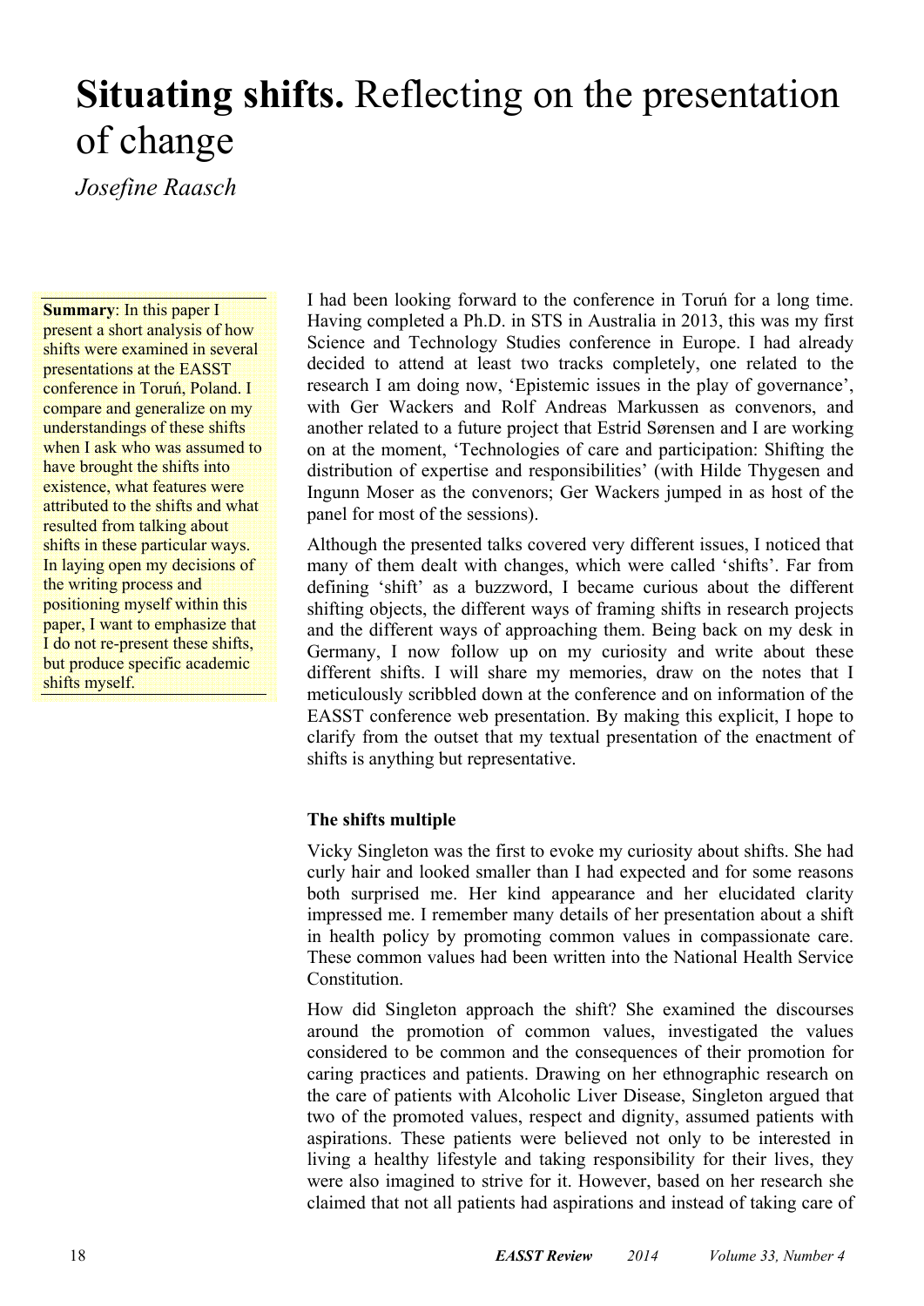# **Situating shifts.** Reflecting on the presentation of change

*Josefine Raasch*

**Summary**: In this paper I present a short analysis of how shifts were examined in several presentations at the EASST conference in Toruń, Poland. I compare and generalize on my understandings of these shifts when I ask who was assumed to have brought the shifts into existence, what features were attributed to the shifts and what resulted from talking about shifts in these particular ways. In laying open my decisions of the writing process and positioning myself within this paper, I want to emphasize that I do not re-present these shifts, but produce specific academic shifts myself.

I had been looking forward to the conference in Toruń for a long time. Having completed a Ph.D. in STS in Australia in 2013, this was my first Science and Technology Studies conference in Europe. I had already decided to attend at least two tracks completely, one related to the research I am doing now, 'Epistemic issues in the play of governance', with Ger Wackers and Rolf Andreas Markussen as convenors, and another related to a future project that Estrid Sørensen and I are working on at the moment, 'Technologies of care and participation: Shifting the distribution of expertise and responsibilities' (with Hilde Thygesen and Ingunn Moser as the convenors; Ger Wackers jumped in as host of the panel for most of the sessions).

Although the presented talks covered very different issues, I noticed that many of them dealt with changes, which were called 'shifts'. Far from defining 'shift' as a buzzword, I became curious about the different shifting objects, the different ways of framing shifts in research projects and the different ways of approaching them. Being back on my desk in Germany, I now follow up on my curiosity and write about these different shifts. I will share my memories, draw on the notes that I meticulously scribbled down at the conference and on information of the EASST conference web presentation. By making this explicit, I hope to clarify from the outset that my textual presentation of the enactment of shifts is anything but representative.

### The shifts multiple

Vicky Singleton was the first to evoke my curiosity about shifts. She had curly hair and looked smaller than I had expected and for some reasons both surprised me. Her kind appearance and her elucidated clarity impressed me. I remember many details of her presentation about a shift in health policy by promoting common values in compassionate care. These common values had been written into the National Health Service Constitution.

How did Singleton approach the shift? She examined the discourses around the promotion of common values, investigated the values considered to be common and the consequences of their promotion for caring practices and patients. Drawing on her ethnographic research on the care of patients with Alcoholic Liver Disease, Singleton argued that two of the promoted values, respect and dignity, assumed patients with aspirations. These patients were believed not only to be interested in living a healthy lifestyle and taking responsibility for their lives, they were also imagined to strive for it. However, based on her research she claimed that not all patients had aspirations and instead of taking care of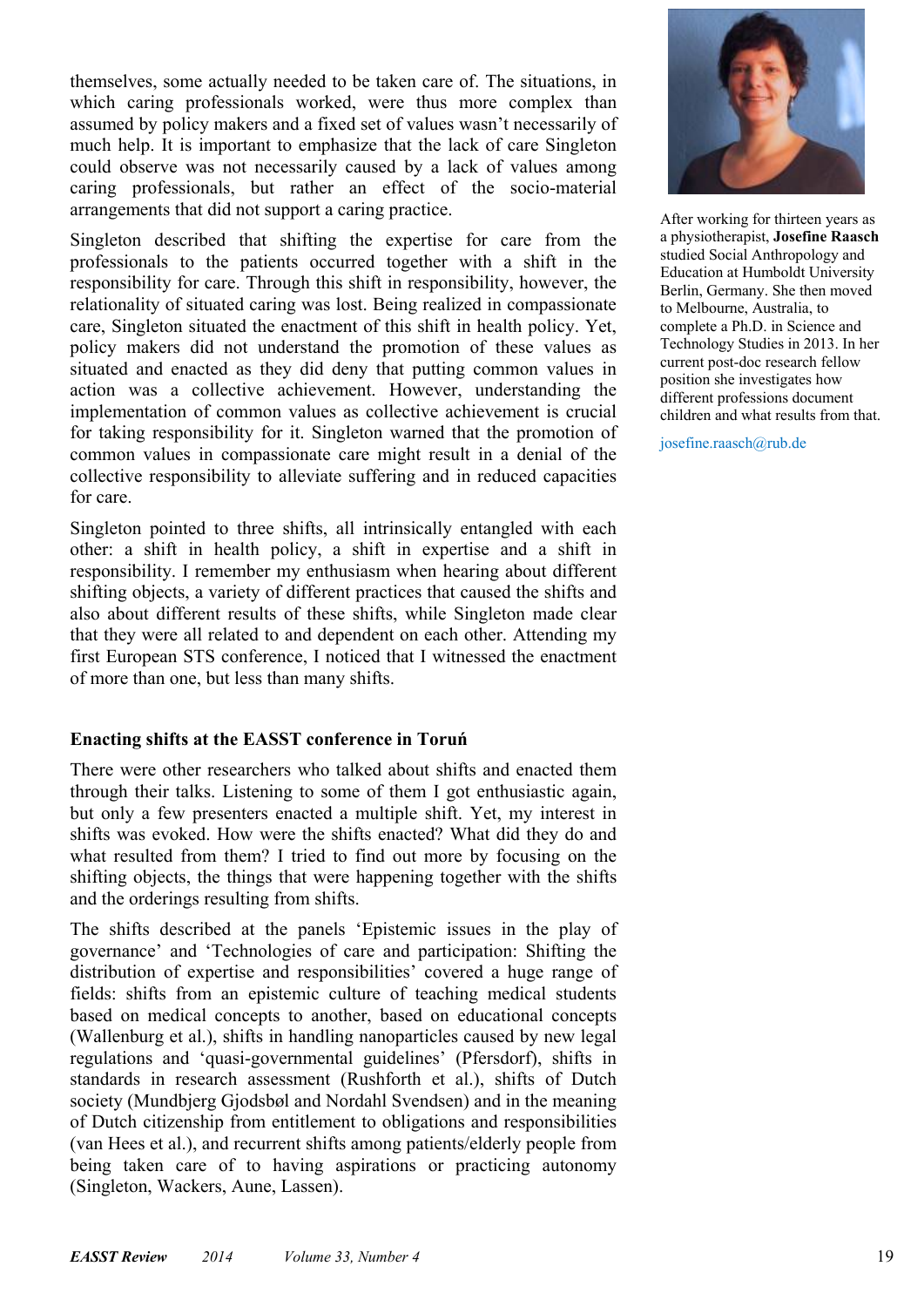themselves, some actually needed to be taken care of. The situations, in which caring professionals worked, were thus more complex than assumed by policy makers and a fixed set of values wasn't necessarily of much help. It is important to emphasize that the lack of care Singleton could observe was not necessarily caused by a lack of values among caring professionals, but rather an effect of the socio-material arrangements that did not support a caring practice.

Singleton described that shifting the expertise for care from the professionals to the patients occurred together with a shift in the responsibility for care. Through this shift in responsibility, however, the relationality of situated caring was lost. Being realized in compassionate care, Singleton situated the enactment of this shift in health policy. Yet, policy makers did not understand the promotion of these values as situated and enacted as they did deny that putting common values in action was a collective achievement. However, understanding the implementation of common values as collective achievement is crucial for taking responsibility for it. Singleton warned that the promotion of common values in compassionate care might result in a denial of the collective responsibility to alleviate suffering and in reduced capacities for care.

Singleton pointed to three shifts, all intrinsically entangled with each other: a shift in health policy, a shift in expertise and a shift in responsibility. I remember my enthusiasm when hearing about different shifting objects, a variety of different practices that caused the shifts and also about different results of these shifts, while Singleton made clear that they were all related to and dependent on each other. Attending my first European STS conference, I noticed that I witnessed the enactment of more than one, but less than many shifts.

### Enacting shifts at the EASST conference in Toruń

There were other researchers who talked about shifts and enacted them through their talks. Listening to some of them I got enthusiastic again, but only a few presenters enacted a multiple shift. Yet, my interest in shifts was evoked. How were the shifts enacted? What did they do and what resulted from them? I tried to find out more by focusing on the shifting objects, the things that were happening together with the shifts and the orderings resulting from shifts.

The shifts described at the panels 'Epistemic issues in the play of governance' and 'Technologies of care and participation: Shifting the distribution of expertise and responsibilities' covered a huge range of fields: shifts from an epistemic culture of teaching medical students based on medical concepts to another, based on educational concepts (Wallenburg et al.), shifts in handling nanoparticles caused by new legal regulations and 'quasi-governmental guidelines' (Pfersdorf), shifts in standards in research assessment (Rushforth et al.), shifts of Dutch society (Mundbjerg Gjodsbøl and Nordahl Svendsen) and in the meaning of Dutch citizenship from entitlement to obligations and responsibilities (van Hees et al.), and recurrent shifts among patients/elderly people from being taken care of to having aspirations or practicing autonomy (Singleton, Wackers, Aune, Lassen).

After working for thirteen years as a physiotherapist, **Josefine Raasch** studied Social Anthropology and Education at Humboldt University Berlin, Germany. She then moved to Melbourne, Australia, to complete a Ph.D. in Science and Technology Studies in 2013. In her current post-doc research fellow position she investigates how different professions document children and what results from that.

josefine.raasch@rub.de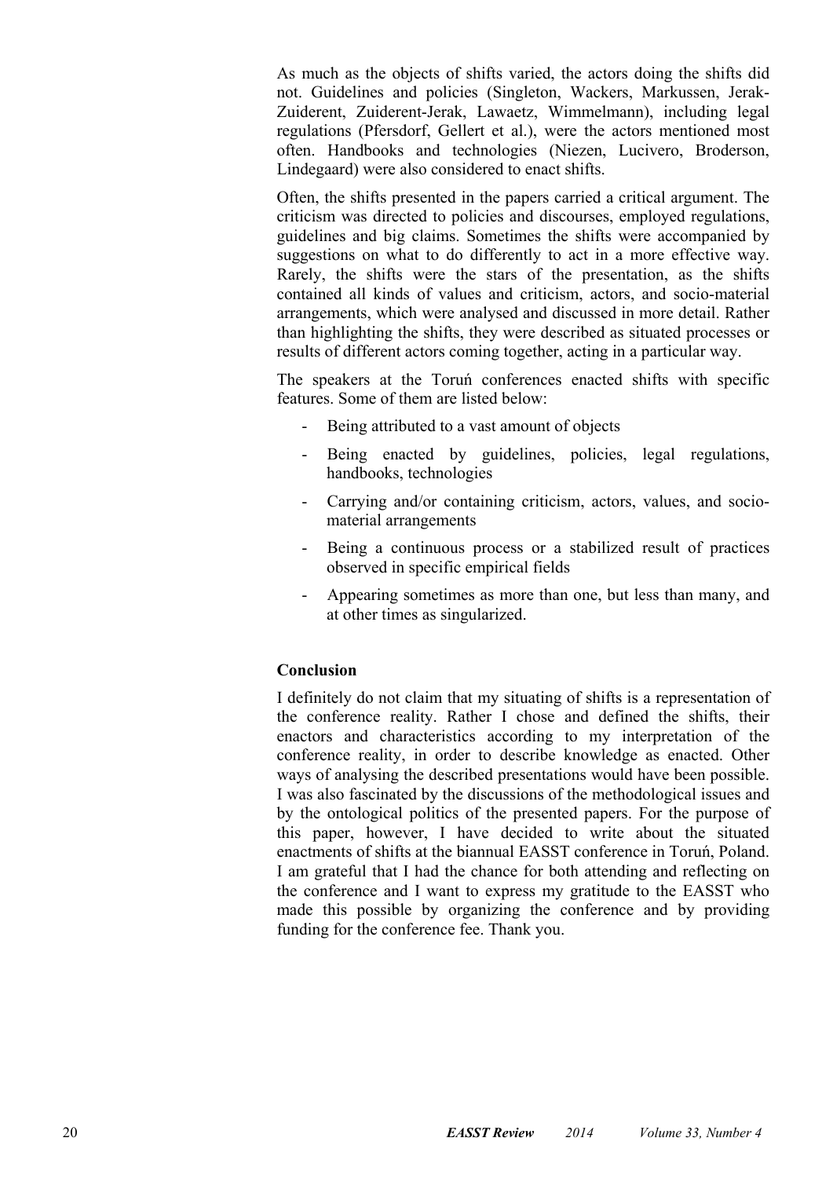As much as the objects of shifts varied, the actors doing the shifts did not. Guidelines and policies (Singleton, Wackers, Markussen, Jerak-Zuiderent, Zuiderent-Jerak, Lawaetz, Wimmelmann), including legal regulations (Pfersdorf, Gellert et al.), were the actors mentioned most often. Handbooks and technologies (Niezen, Lucivero, Broderson, Lindegaard) were also considered to enact shifts.

Often, the shifts presented in the papers carried a critical argument. The criticism was directed to policies and discourses, employed regulations, guidelines and big claims. Sometimes the shifts were accompanied by suggestions on what to do differently to act in a more effective way. Rarely, the shifts were the stars of the presentation, as the shifts contained all kinds of values and criticism, actors, and socio-material arrangements, which were analysed and discussed in more detail. Rather than highlighting the shifts, they were described as situated processes or results of different actors coming together, acting in a particular way.

The speakers at the Toruń conferences enacted shifts with specific features. Some of them are listed below:

- Being attributed to a vast amount of objects
- Being enacted by guidelines, policies, legal regulations, handbooks, technologies
- Carrying and/or containing criticism, actors, values, and socio-material arrangements
- Being a continuous process or a stabilized result of practices observed in specific empirical fields
- Appearing sometimes as more than one, but less than many, and at other times as singularized.

**Conclusion**

I definitely do not claim that my situating of shifts is a representation of the conference reality. Rather I chose and defined the shifts, their enactors and characteristics according to my interpretation of the conference reality, in order to describe knowledge as enacted. Other ways of analysing the described presentations would have been possible. I was also fascinated by the discussions of the methodological issues and by the ontological politics of the presented papers. For the purpose of this paper, however, I have decided to write about the situated enactments of shifts at the biannual EASST conference in Toruń, Poland. I am grateful that I had the chance for both attending and reflecting on the conference and I want to express my gratitude to the EASST who made this possible by organizing the conference and by providing funding for the conference fee. Thank you.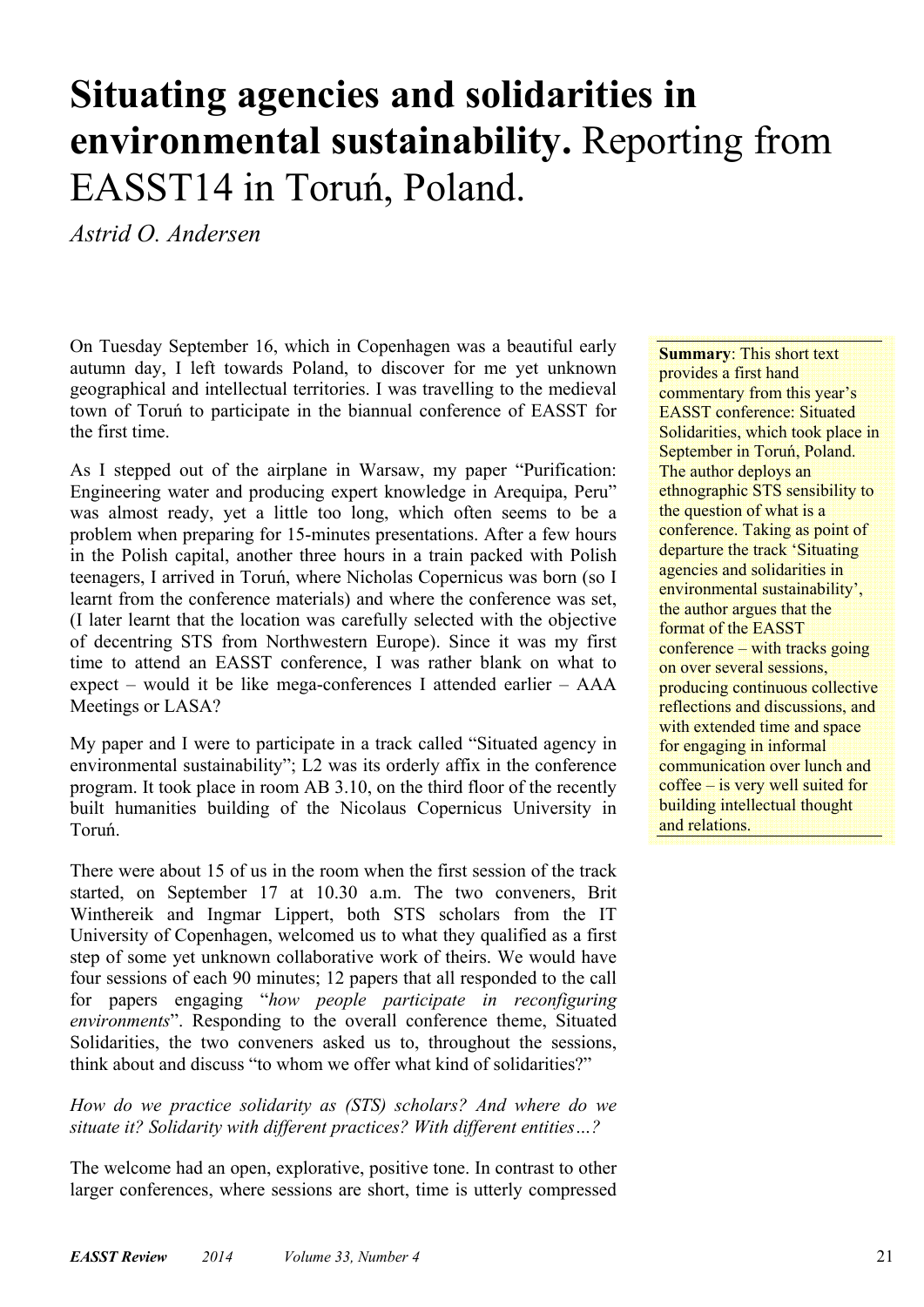# **Situating agencies and solidarities in environmental sustainability.** Reporting from EASST14 in Toruń, Poland.

*Astrid O. Andersen*

**Summary**: This short text provides a first hand commentary from this year's EASST conference: Situated Solidarities, which took place in September in Toruń, Poland. The author deploys an ethnographic STS sensibility to the question of what is a conference. Taking as point of departure the track 'Situating agencies and solidarities in environmental sustainability', the author argues that the format of the EASST conference – with tracks going on over several sessions, producing continuous collective reflections and discussions, and with extended time and space for engaging in informal communication over lunch and coffee – is very well suited for building intellectual thought and relations.

On Tuesday September 16, which in Copenhagen was a beautiful early autumn day, I left towards Poland, to discover for me yet unknown geographical and intellectual territories. I was travelling to the medieval town of Toruń to participate in the biannual conference of EASST for the first time.

As I stepped out of the airplane in Warsaw, my paper "Purification: Engineering water and producing expert knowledge in Arequipa, Peru" was almost ready, yet a little too long, which often seems to be a problem when preparing for 15-minutes presentations. After a few hours in the Polish capital, another three hours in a train packed with Polish teenagers, I arrived in Toruń, where Nicholas Copernicus was born (so I learnt from the conference materials) and where the conference was set, (I later learnt that the location was carefully selected with the objective of decentring STS from Northwestern Europe). Since it was my first time to attend an EASST conference, I was rather blank on what to expect – would it be like mega-conferences I attended earlier – AAA Meetings or LASA?

My paper and I were to participate in a track called "Situated agency in environmental sustainability"; L2 was its orderly affix in the conference program. It took place in room AB 3.10, on the third floor of the recently built humanities building of the Nicolaus Copernicus University in Toruń.

There were about 15 of us in the room when the first session of the track started, on September 17 at 10.30 a.m. The two conveners, Brit Winthereik and Ingmar Lippert, both STS scholars from the IT University of Copenhagen, welcomed us to what they qualified as a first step of some yet unknown collaborative work of theirs. We would have four sessions of each 90 minutes; 12 papers that all responded to the call for papers engaging "*how people participate in reconfiguring environments*". Responding to the overall conference theme, Situated Solidarities, the two conveners asked us to, throughout the sessions, think about and discuss "to whom we offer what kind of solidarities?"

*How do we practice solidarity as (STS) scholars? And where do we situate it? Solidarity with different practices? With different entities…?*

The welcome had an open, explorative, positive tone. In contrast to other larger conferences, where sessions are short, time is utterly compressed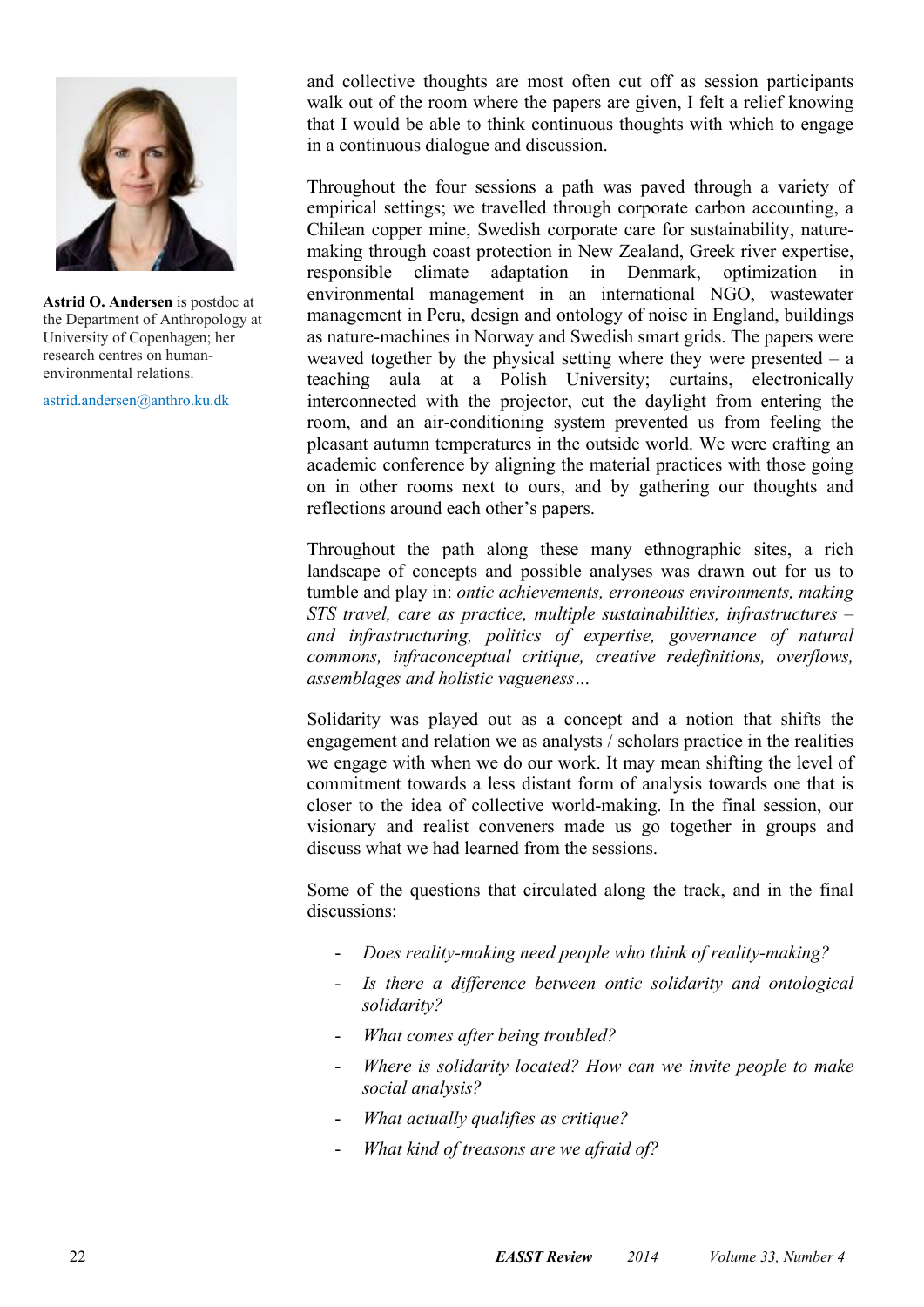**Astrid O. Andersen** is postdoc at the Department of Anthropology at University of Copenhagen; her research centres on human-environmental relations.

astrid.andersen@anthro.ku.dk

and collective thoughts are most often cut off as session participants walk out of the room where the papers are given, I felt a relief knowing that I would be able to think continuous thoughts with which to engage in a continuous dialogue and discussion.

Throughout the four sessions a path was paved through a variety of empirical settings; we travelled through corporate carbon accounting, a Chilean copper mine, Swedish corporate care for sustainability, nature-making through coast protection in New Zealand, Greek river expertise, responsible climate adaptation in Denmark, optimization in environmental management in an international NGO, wastewater management in Peru, design and ontology of noise in England, buildings as nature-machines in Norway and Swedish smart grids. The papers were weaved together by the physical setting where they were presented – a teaching aula at a Polish University; curtains, electronically interconnected with the projector, cut the daylight from entering the room, and an air-conditioning system prevented us from feeling the pleasant autumn temperatures in the outside world. We were crafting an academic conference by aligning the material practices with those going on in other rooms next to ours, and by gathering our thoughts and reflections around each other's papers.

Throughout the path along these many ethnographic sites, a rich landscape of concepts and possible analyses was drawn out for us to tumble and play in: *ontic achievements, erroneous environments, making STS travel, care as practice, multiple sustainabilities, infrastructures – and infrastructuring, politics of expertise, governance of natural commons, infraconceptual critique, creative redefinitions, overflows, assemblages and holistic vagueness…*

Solidarity was played out as a concept and a notion that shifts the engagement and relation we as analysts / scholars practice in the realities we engage with when we do our work. It may mean shifting the level of commitment towards a less distant form of analysis towards one that is closer to the idea of collective world-making. In the final session, our visionary and realist conveners made us go together in groups and discuss what we had learned from the sessions.

Some of the questions that circulated along the track, and in the final discussions:

- *Does reality-making need people who think of reality-making?*
- *Is there a difference between ontic solidarity and ontological solidarity?*
- *What comes after being troubled?*
- *Where is solidarity located? How can we invite people to make social analysis?*
- *What actually qualifies as critique?*
- *What kind of treasons are we afraid of?*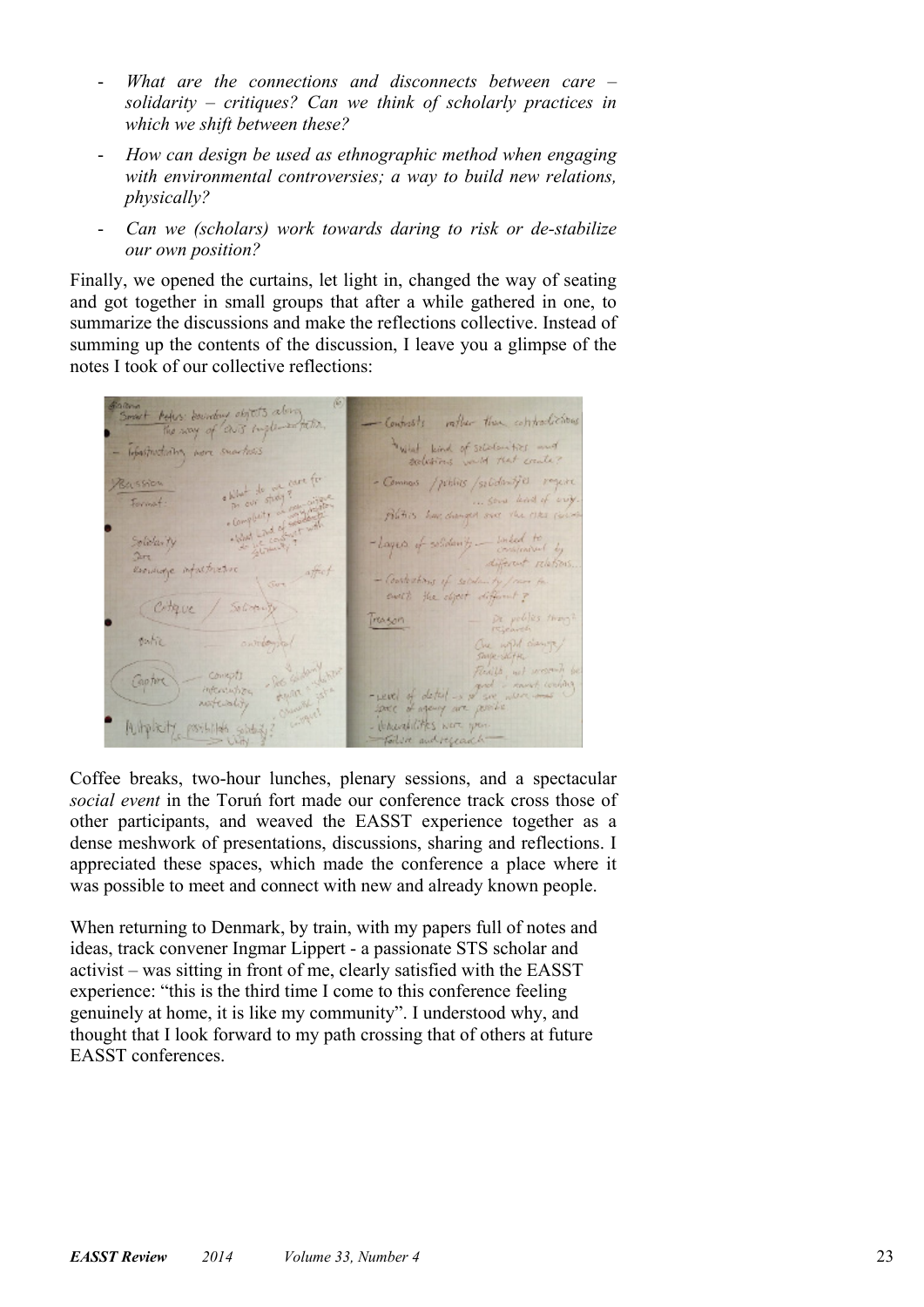- *What are the connections and disconnects between care – solidarity – critiques? Can we think of scholarly practices in which we shift between these?*
- *How can design be used as ethnographic method when engaging with environmental controversies; a way to build new relations, physically?*
- *Can we (scholars) work towards daring to risk or de-stabilize our own position?*

Finally, we opened the curtains, let light in, changed the way of seating and got together in small groups that after a while gathered in one, to summarize the discussions and make the reflections collective. Instead of summing up the contents of the discussion, I leave you a glimpse of the notes I took of our collective reflections:

Coffee breaks, two-hour lunches, plenary sessions, and a spectacular *social event* in the Toruń fort made our conference track cross those of other participants, and weaved the EASST experience together as a dense meshwork of presentations, discussions, sharing and reflections. I appreciated these spaces, which made the conference a place where it was possible to meet and connect with new and already known people.

When returning to Denmark, by train, with my papers full of notes and ideas, track convener Ingmar Lippert - a passionate STS scholar and activist – was sitting in front of me, clearly satisfied with the EASST experience: "this is the third time I come to this conference feeling genuinely at home, it is like my community". I understood why, and thought that I look forward to my path crossing that of others at future EASST conferences.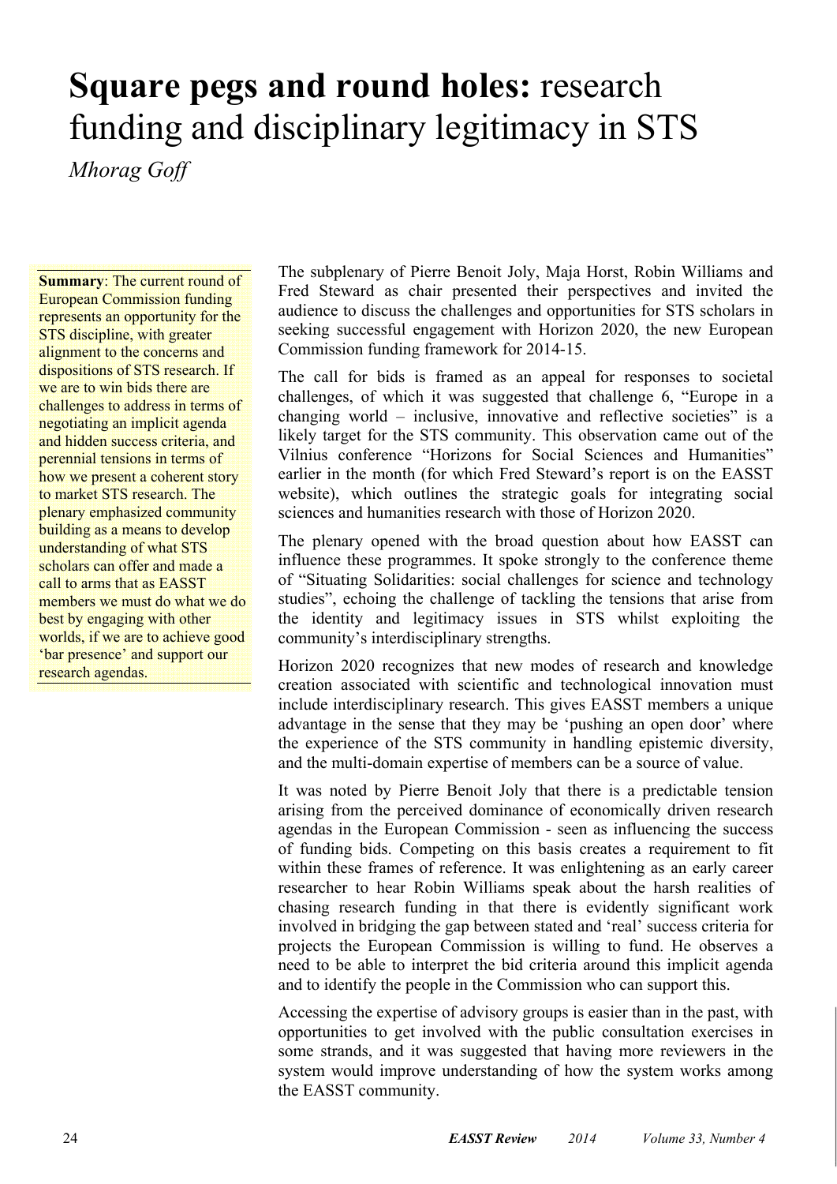# **Square pegs and round holes:** research funding and disciplinary legitimacy in STS

*Mhorag Goff*

**Summary**: The current round of European Commission funding represents an opportunity for the STS discipline, with greater alignment to the concerns and dispositions of STS research. If we are to win bids there are challenges to address in terms of negotiating an implicit agenda and hidden success criteria, and perennial tensions in terms of how we present a coherent story to market STS research. The plenary emphasized community building as a means to develop understanding of what STS scholars can offer and made a call to arms that as EASST members we must do what we do best by engaging with other worlds, if we are to achieve good 'bar presence' and support our research agendas.

The subplenary of Pierre Benoit Joly, Maja Horst, Robin Williams and Fred Steward as chair presented their perspectives and invited the audience to discuss the challenges and opportunities for STS scholars in seeking successful engagement with Horizon 2020, the new European Commission funding framework for 2014-15.

The call for bids is framed as an appeal for responses to societal challenges, of which it was suggested that challenge 6, "Europe in a changing world – inclusive, innovative and reflective societies" is a likely target for the STS community. This observation came out of the Vilnius conference "Horizons for Social Sciences and Humanities" earlier in the month (for which Fred Steward's report is on the EASST website), which outlines the strategic goals for integrating social sciences and humanities research with those of Horizon 2020.

The plenary opened with the broad question about how EASST can influence these programmes. It spoke strongly to the conference theme of "Situating Solidarities: social challenges for science and technology studies", echoing the challenge of tackling the tensions that arise from the identity and legitimacy issues in STS whilst exploiting the community's interdisciplinary strengths.

Horizon 2020 recognizes that new modes of research and knowledge creation associated with scientific and technological innovation must include interdisciplinary research. This gives EASST members a unique advantage in the sense that they may be 'pushing an open door' where the experience of the STS community in handling epistemic diversity, and the multi-domain expertise of members can be a source of value.

It was noted by Pierre Benoit Joly that there is a predictable tension arising from the perceived dominance of economically driven research agendas in the European Commission - seen as influencing the success of funding bids. Competing on this basis creates a requirement to fit within these frames of reference. It was enlightening as an early career researcher to hear Robin Williams speak about the harsh realities of chasing research funding in that there is evidently significant work involved in bridging the gap between stated and 'real' success criteria for projects the European Commission is willing to fund. He observes a need to be able to interpret the bid criteria around this implicit agenda and to identify the people in the Commission who can support this.

Accessing the expertise of advisory groups is easier than in the past, with opportunities to get involved with the public consultation exercises in some strands, and it was suggested that having more reviewers in the system would improve understanding of how the system works among the EASST community.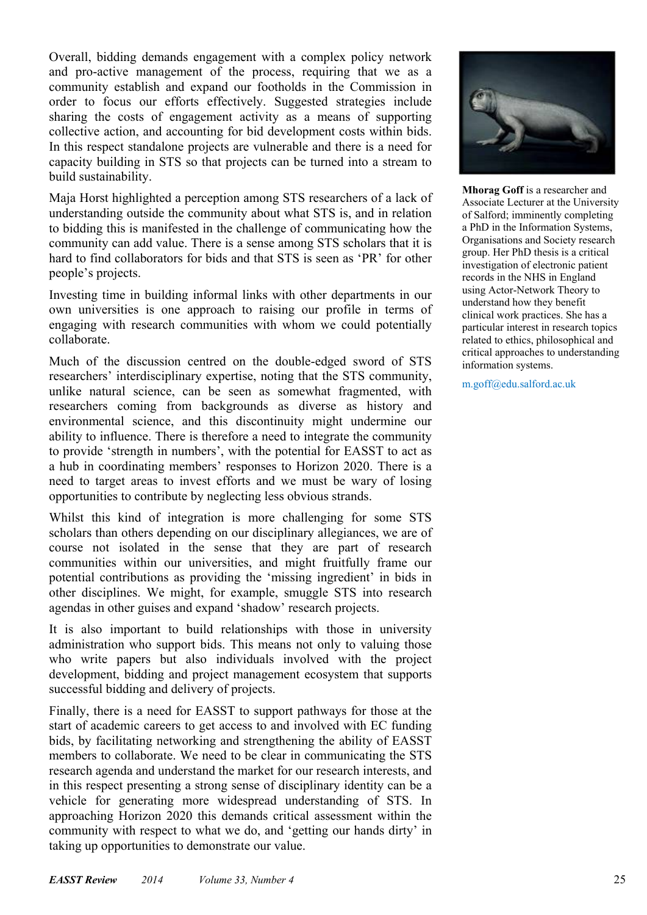Overall, bidding demands engagement with a complex policy network and pro-active management of the process, requiring that we as a community establish and expand our footholds in the Commission in order to focus our efforts effectively. Suggested strategies include sharing the costs of engagement activity as a means of supporting collective action, and accounting for bid development costs within bids. In this respect standalone projects are vulnerable and there is a need for capacity building in STS so that projects can be turned into a stream to build sustainability.

Maja Horst highlighted a perception among STS researchers of a lack of understanding outside the community about what STS is, and in relation to bidding this is manifested in the challenge of communicating how the community can add value. There is a sense among STS scholars that it is hard to find collaborators for bids and that STS is seen as 'PR' for other people's projects.

Investing time in building informal links with other departments in our own universities is one approach to raising our profile in terms of engaging with research communities with whom we could potentially collaborate.

Much of the discussion centred on the double-edged sword of STS researchers' interdisciplinary expertise, noting that the STS community, unlike natural science, can be seen as somewhat fragmented, with researchers coming from backgrounds as diverse as history and environmental science, and this discontinuity might undermine our ability to influence. There is therefore a need to integrate the community to provide 'strength in numbers', with the potential for EASST to act as a hub in coordinating members' responses to Horizon 2020. There is a need to target areas to invest efforts and we must be wary of losing opportunities to contribute by neglecting less obvious strands.

Whilst this kind of integration is more challenging for some STS scholars than others depending on our disciplinary allegiances, we are of course not isolated in the sense that they are part of research communities within our universities, and might fruitfully frame our potential contributions as providing the 'missing ingredient' in bids in other disciplines. We might, for example, smuggle STS into research agendas in other guises and expand 'shadow' research projects.

It is also important to build relationships with those in university administration who support bids. This means not only to valuing those who write papers but also individuals involved with the project development, bidding and project management ecosystem that supports successful bidding and delivery of projects.

Finally, there is a need for EASST to support pathways for those at the start of academic careers to get access to and involved with EC funding bids, by facilitating networking and strengthening the ability of EASST members to collaborate. We need to be clear in communicating the STS research agenda and understand the market for our research interests, and in this respect presenting a strong sense of disciplinary identity can be a vehicle for generating more widespread understanding of STS. In approaching Horizon 2020 this demands critical assessment within the community with respect to what we do, and 'getting our hands dirty' in taking up opportunities to demonstrate our value.

**Mhorag Goff** is a researcher and Associate Lecturer at the University of Salford; imminently completing a PhD in the Information Systems, Organisations and Society research group. Her PhD thesis is a critical investigation of electronic patient records in the NHS in England using Actor-Network Theory to understand how they benefit clinical work practices. She has a particular interest in research topics related to ethics, philosophical and critical approaches to understanding information systems.

m.goff@edu.salford.ac.uk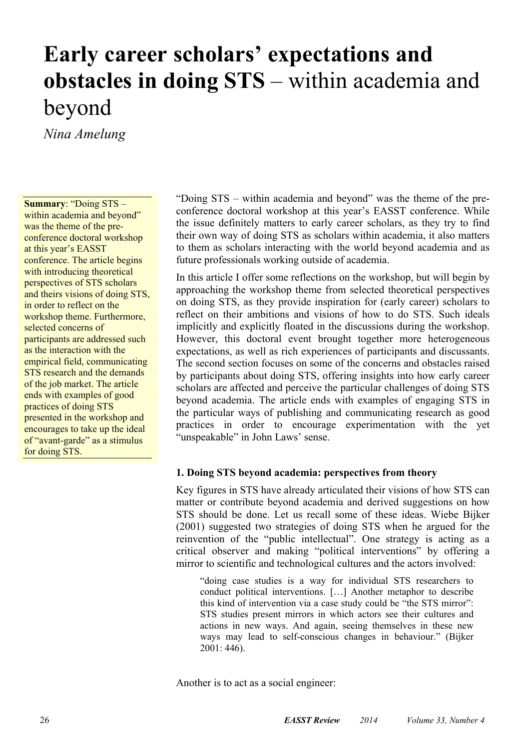# Early career scholars' expectations and obstacles in doing STS – within academia and beyond

*Nina Amelung*

**Summary**: "Doing STS – within academia and beyond" was the theme of the pre-conference doctoral workshop at this year's EASST conference. The article begins with introducing theoretical perspectives of STS scholars and theirs visions of doing STS, in order to reflect on the workshop theme. Furthermore, selected concerns of participants are addressed such as the interaction with the empirical field, communicating STS research and the demands of the job market. The article ends with examples of good practices of doing STS presented in the workshop and encourages to take up the ideal of "avant-garde" as a stimulus for doing STS.

"Doing STS – within academia and beyond" was the theme of the pre-conference doctoral workshop at this year's EASST conference. While the issue definitely matters to early career scholars, as they try to find their own way of doing STS as scholars within academia, it also matters to them as scholars interacting with the world beyond academia and as future professionals working outside of academia.

In this article I offer some reflections on the workshop, but will begin by approaching the workshop theme from selected theoretical perspectives on doing STS, as they provide inspiration for (early career) scholars to reflect on their ambitions and visions of how to do STS. Such ideals implicitly and explicitly floated in the discussions during the workshop. However, this doctoral event brought together more heterogeneous expectations, as well as rich experiences of participants and discussants. The second section focuses on some of the concerns and obstacles raised by participants about doing STS, offering insights into how early career scholars are affected and perceive the particular challenges of doing STS beyond academia. The article ends with examples of engaging STS in the particular ways of publishing and communicating research as good practices in order to encourage experimentation with the yet "unspeakable" in John Laws' sense.

### 1. Doing STS beyond academia: perspectives from theory

Key figures in STS have already articulated their visions of how STS can matter or contribute beyond academia and derived suggestions on how STS should be done. Let us recall some of these ideas. Wiebe Bijker (2001) suggested two strategies of doing STS when he argued for the reinvention of the "public intellectual". One strategy is acting as a critical observer and making "political interventions" by offering a mirror to scientific and technological cultures and the actors involved:

> "doing case studies is a way for individual STS researchers to conduct political interventions. […] Another metaphor to describe this kind of intervention via a case study could be "the STS mirror": STS studies present mirrors in which actors see their cultures and actions in new ways. And again, seeing themselves in these new ways may lead to self-conscious changes in behaviour." (Bijker 2001: 446).

Another is to act as a social engineer: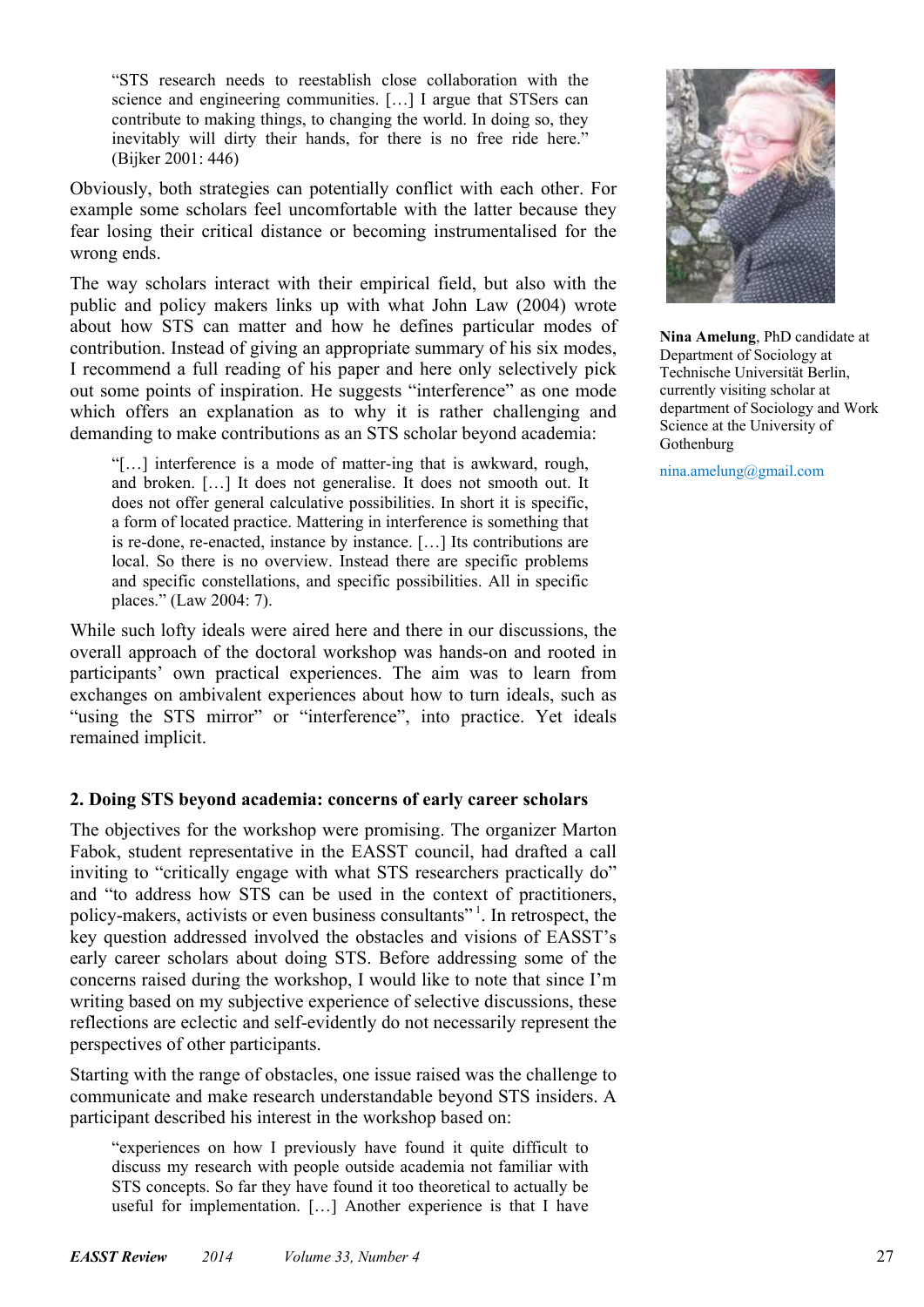> "STS research needs to reestablish close collaboration with the science and engineering communities. […] I argue that STSers can contribute to making things, to changing the world. In doing so, they inevitably will dirty their hands, for there is no free ride here." (Bijker 2001: 446)

Obviously, both strategies can potentially conflict with each other. For example some scholars feel uncomfortable with the latter because they fear losing their critical distance or becoming instrumentalised for the wrong ends.

The way scholars interact with their empirical field, but also with the public and policy makers links up with what John Law (2004) wrote about how STS can matter and how he defines particular modes of contribution. Instead of giving an appropriate summary of his six modes, I recommend a full reading of his paper and here only selectively pick out some points of inspiration. He suggests "interference" as one mode which offers an explanation as to why it is rather challenging and demanding to make contributions as an STS scholar beyond academia:

> "[…] interference is a mode of matter-ing that is awkward, rough, and broken. […] It does not generalise. It does not smooth out. It does not offer general calculative possibilities. In short it is specific, a form of located practice. Mattering in interference is something that is re-done, re-enacted, instance by instance. […] Its contributions are local. So there is no overview. Instead there are specific problems and specific constellations, and specific possibilities. All in specific places." (Law 2004: 7).

While such lofty ideals were aired here and there in our discussions, the overall approach of the doctoral workshop was hands-on and rooted in participants' own practical experiences. The aim was to learn from exchanges on ambivalent experiences about how to turn ideals, such as "using the STS mirror" or "interference", into practice. Yet ideals remained implicit.

**Nina Amelung**, PhD candidate at Department of Sociology at Technische Universität Berlin, currently visiting scholar at department of Sociology and Work Science at the University of Gothenburg

nina.amelung@gmail.com

### 2. Doing STS beyond academia: concerns of early career scholars

The objectives for the workshop were promising. The organizer Marton Fabok, student representative in the EASST council, had drafted a call inviting to "critically engage with what STS researchers practically do" and "to address how STS can be used in the context of practitioners, policy-makers, activists or even business consultants"[1]. In retrospect, the key question addressed involved the obstacles and visions of EASST's early career scholars about doing STS. Before addressing some of the concerns raised during the workshop, I would like to note that since I'm writing based on my subjective experience of selective discussions, these reflections are eclectic and self-evidently do not necessarily represent the perspectives of other participants.

Starting with the range of obstacles, one issue raised was the challenge to communicate and make research understandable beyond STS insiders. A participant described his interest in the workshop based on:

> "experiences on how I previously have found it quite difficult to discuss my research with people outside academia not familiar with STS concepts. So far they have found it too theoretical to actually be useful for implementation. […] Another experience is that I have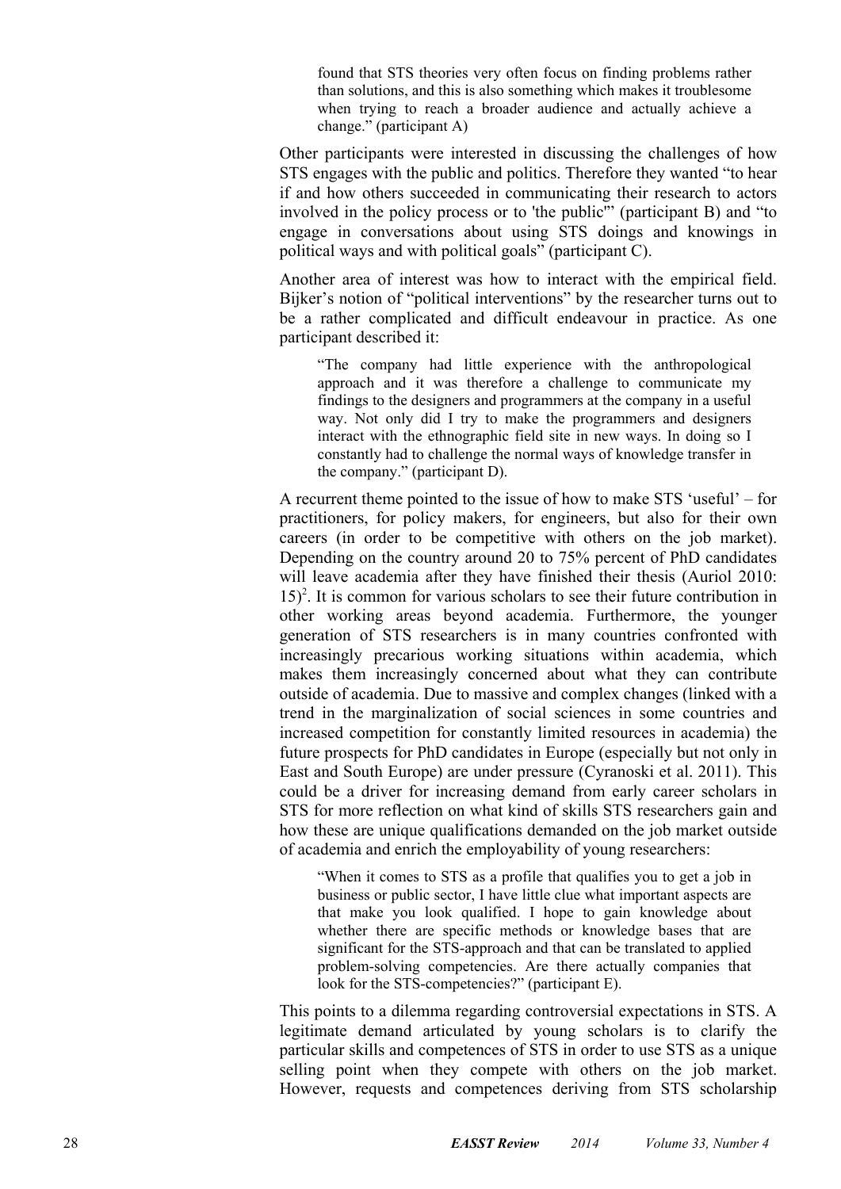> found that STS theories very often focus on finding problems rather than solutions, and this is also something which makes it troublesome when trying to reach a broader audience and actually achieve a change." (participant A)

Other participants were interested in discussing the challenges of how STS engages with the public and politics. Therefore they wanted "to hear if and how others succeeded in communicating their research to actors involved in the policy process or to 'the public'" (participant B) and "to engage in conversations about using STS doings and knowings in political ways and with political goals" (participant C).

Another area of interest was how to interact with the empirical field. Bijker's notion of "political interventions" by the researcher turns out to be a rather complicated and difficult endeavour in practice. As one participant described it:

> "The company had little experience with the anthropological approach and it was therefore a challenge to communicate my findings to the designers and programmers at the company in a useful way. Not only did I try to make the programmers and designers interact with the ethnographic field site in new ways. In doing so I constantly had to challenge the normal ways of knowledge transfer in the company." (participant D).

A recurrent theme pointed to the issue of how to make STS 'useful' – for practitioners, for policy makers, for engineers, but also for their own careers (in order to be competitive with others on the job market). Depending on the country around 20 to 75% percent of PhD candidates will leave academia after they have finished their thesis (Auriol 2010: 15)[2]. It is common for various scholars to see their future contribution in other working areas beyond academia. Furthermore, the younger generation of STS researchers is in many countries confronted with increasingly precarious working situations within academia, which makes them increasingly concerned about what they can contribute outside of academia. Due to massive and complex changes (linked with a trend in the marginalization of social sciences in some countries and increased competition for constantly limited resources in academia) the future prospects for PhD candidates in Europe (especially but not only in East and South Europe) are under pressure (Cyranoski et al. 2011). This could be a driver for increasing demand from early career scholars in STS for more reflection on what kind of skills STS researchers gain and how these are unique qualifications demanded on the job market outside of academia and enrich the employability of young researchers:

> "When it comes to STS as a profile that qualifies you to get a job in business or public sector, I have little clue what important aspects are that make you look qualified. I hope to gain knowledge about whether there are specific methods or knowledge bases that are significant for the STS-approach and that can be translated to applied problem-solving competencies. Are there actually companies that look for the STS-competencies?" (participant E).

This points to a dilemma regarding controversial expectations in STS. A legitimate demand articulated by young scholars is to clarify the particular skills and competences of STS in order to use STS as a unique selling point when they compete with others on the job market. However, requests and competences deriving from STS scholarship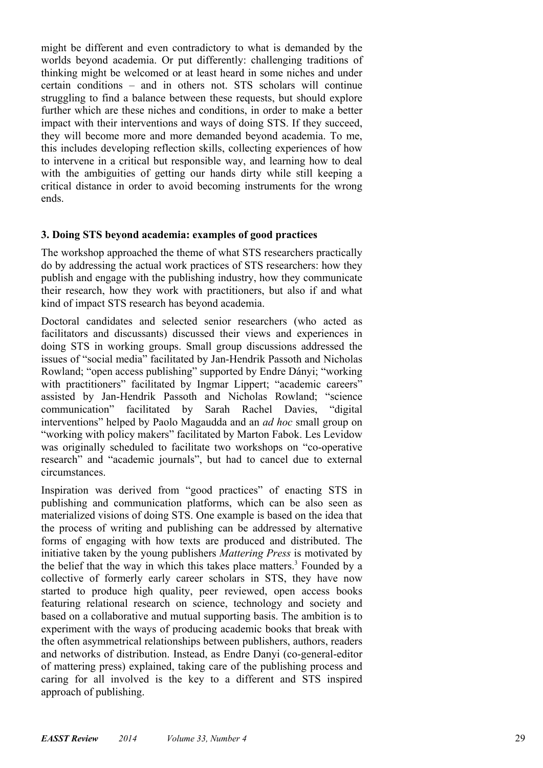might be different and even contradictory to what is demanded by the worlds beyond academia. Or put differently: challenging traditions of thinking might be welcomed or at least heard in some niches and under certain conditions – and in others not. STS scholars will continue struggling to find a balance between these requests, but should explore further which are these niches and conditions, in order to make a better impact with their interventions and ways of doing STS. If they succeed, they will become more and more demanded beyond academia. To me, this includes developing reflection skills, collecting experiences of how to intervene in a critical but responsible way, and learning how to deal with the ambiguities of getting our hands dirty while still keeping a critical distance in order to avoid becoming instruments for the wrong ends.

### 3. Doing STS beyond academia: examples of good practices

The workshop approached the theme of what STS researchers practically do by addressing the actual work practices of STS researchers: how they publish and engage with the publishing industry, how they communicate their research, how they work with practitioners, but also if and what kind of impact STS research has beyond academia.

Doctoral candidates and selected senior researchers (who acted as facilitators and discussants) discussed their views and experiences in doing STS in working groups. Small group discussions addressed the issues of "social media" facilitated by Jan-Hendrik Passoth and Nicholas Rowland; "open access publishing" supported by Endre Dányi; "working with practitioners" facilitated by Ingmar Lippert; "academic careers" assisted by Jan-Hendrik Passoth and Nicholas Rowland; "science communication" facilitated by Sarah Rachel Davies, "digital interventions" helped by Paolo Magaudda and an *ad hoc* small group on "working with policy makers" facilitated by Marton Fabok. Les Levidow was originally scheduled to facilitate two workshops on "co-operative research" and "academic journals", but had to cancel due to external circumstances.

Inspiration was derived from "good practices" of enacting STS in publishing and communication platforms, which can be also seen as materialized visions of doing STS. One example is based on the idea that the process of writing and publishing can be addressed by alternative forms of engaging with how texts are produced and distributed. The initiative taken by the young publishers *Mattering Press* is motivated by the belief that the way in which this takes place matters.[3] Founded by a collective of formerly early career scholars in STS, they have now started to produce high quality, peer reviewed, open access books featuring relational research on science, technology and society and based on a collaborative and mutual supporting basis. The ambition is to experiment with the ways of producing academic books that break with the often asymmetrical relationships between publishers, authors, readers and networks of distribution. Instead, as Endre Danyi (co-general-editor of mattering press) explained, taking care of the publishing process and caring for all involved is the key to a different and STS inspired approach of publishing.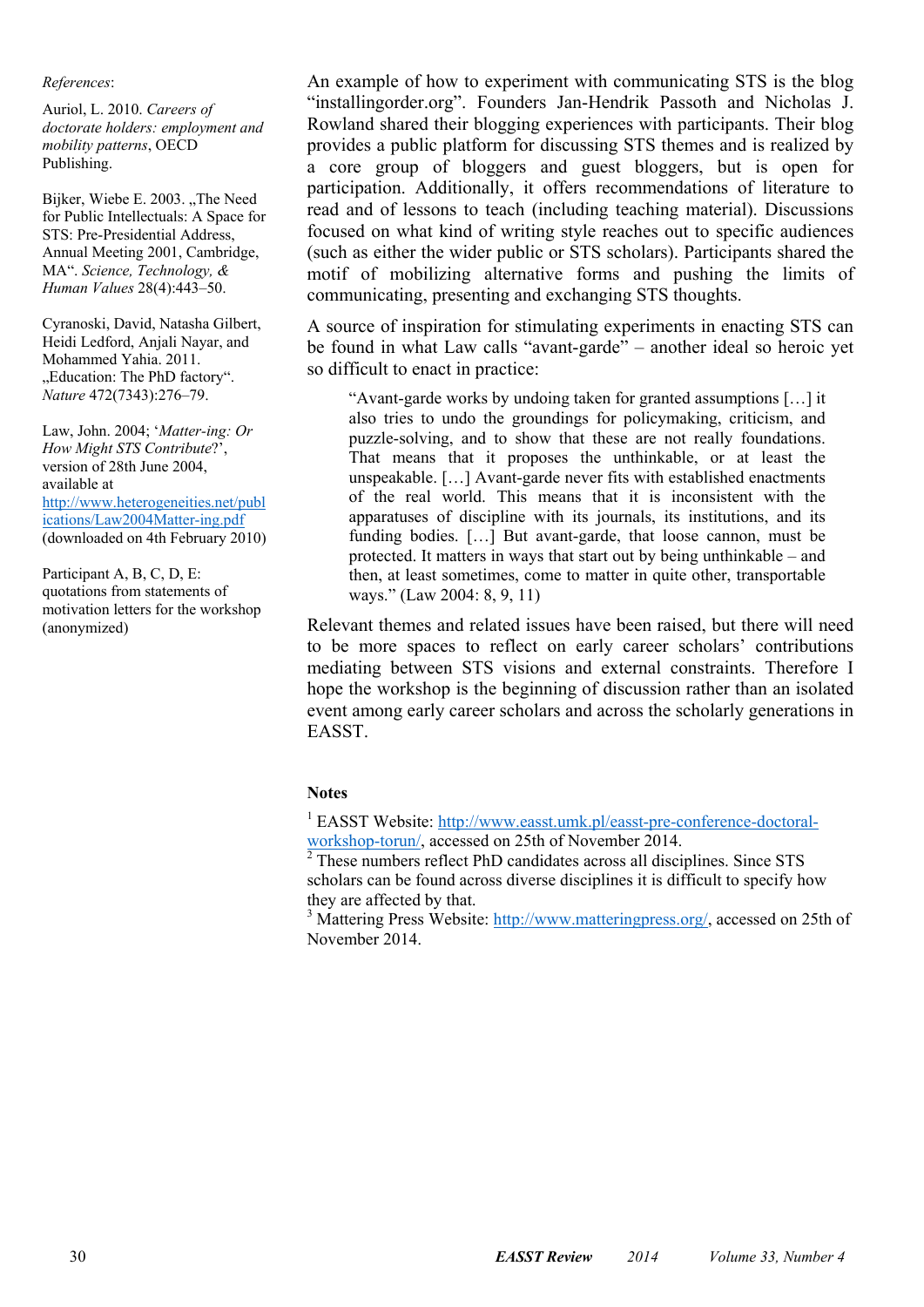An example of how to experiment with communicating STS is the blog "installingorder.org". Founders Jan-Hendrik Passoth and Nicholas J. Rowland shared their blogging experiences with participants. Their blog provides a public platform for discussing STS themes and is realized by a core group of bloggers and guest bloggers, but is open for participation. Additionally, it offers recommendations of literature to read and of lessons to teach (including teaching material). Discussions focused on what kind of writing style reaches out to specific audiences (such as either the wider public or STS scholars). Participants shared the motif of mobilizing alternative forms and pushing the limits of communicating, presenting and exchanging STS thoughts.

A source of inspiration for stimulating experiments in enacting STS can be found in what Law calls "avant-garde" – another ideal so heroic yet so difficult to enact in practice:

> "Avant-garde works by undoing taken for granted assumptions […] it also tries to undo the groundings for policymaking, criticism, and puzzle-solving, and to show that these are not really foundations. That means that it proposes the unthinkable, or at least the unspeakable. […] Avant-garde never fits with established enactments of the real world. This means that it is inconsistent with the apparatuses of discipline with its journals, its institutions, and its funding bodies. […] But avant-garde, that loose cannon, must be protected. It matters in ways that start out by being unthinkable – and then, at least sometimes, come to matter in quite other, transportable ways." (Law 2004: 8, 9, 11)

Relevant themes and related issues have been raised, but there will need to be more spaces to reflect on early career scholars' contributions mediating between STS visions and external constraints. Therefore I hope the workshop is the beginning of discussion rather than an isolated event among early career scholars and across the scholarly generations in EASST.

### Notes

[1] EASST Website: http://www.easst.umk.pl/easst-pre-conference-doctoral-workshop-torun/, accessed on 25th of November 2014.

[2] These numbers reflect PhD candidates across all disciplines. Since STS scholars can be found across diverse disciplines it is difficult to specify how they are affected by that.

[3] Mattering Press Website: http://www.matteringpress.org/, accessed on 25th of November 2014.

*References*:

Auriol, L. 2010. *Careers of doctorate holders: employment and mobility patterns*, OECD Publishing.

Bijker, Wiebe E. 2003. „The Need for Public Intellectuals: A Space for STS: Pre-Presidential Address, Annual Meeting 2001, Cambridge, MA". *Science, Technology, & Human Values* 28(4):443–50.

Cyranoski, David, Natasha Gilbert, Heidi Ledford, Anjali Nayar, and Mohammed Yahia. 2011. „Education: The PhD factory". *Nature* 472(7343):276–79.

Law, John. 2004; '*Matter-ing: Or How Might STS Contribute*?', version of 28th June 2004, available at http://www.heterogeneities.net/publications/Law2004Matter-ing.pdf (downloaded on 4th February 2010)

Participant A, B, C, D, E: quotations from statements of motivation letters for the workshop (anonymized)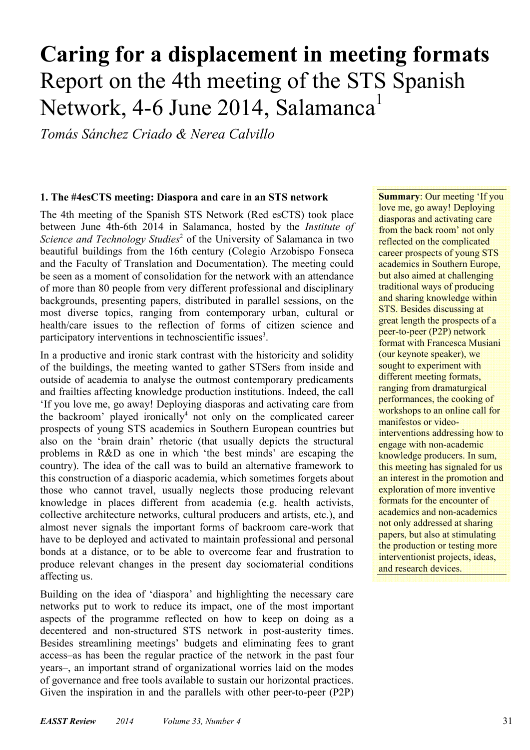# Caring for a displacement in meeting formats

## Report on the 4th meeting of the STS Spanish Network, 4-6 June 2014, Salamanca[1]

*Tomás Sánchez Criado & Nerea Calvillo*

**Summary**: Our meeting 'If you love me, go away! Deploying diasporas and activating care from the back room' not only reflected on the complicated career prospects of young STS academics in Southern Europe, but also aimed at challenging traditional ways of producing and sharing knowledge within STS. Besides discussing at great length the prospects of a peer-to-peer (P2P) network format with Francesca Musiani (our keynote speaker), we sought to experiment with different meeting formats, ranging from dramaturgical performances, the cooking of workshops to an online call for manifestos or video-interventions addressing how to engage with non-academic knowledge producers. In sum, this meeting has signaled for us an interest in the promotion and exploration of more inventive formats for the encounter of academics and non-academics not only addressed at sharing papers, but also at stimulating the production or testing more interventionist projects, ideas, and research devices.

### 1. The #4esCTS meeting: Diaspora and care in an STS network

The 4th meeting of the Spanish STS Network (Red esCTS) took place between June 4th-6th 2014 in Salamanca, hosted by the *Institute of Science and Technology Studies*[2] of the University of Salamanca in two beautiful buildings from the 16th century (Colegio Arzobispo Fonseca and the Faculty of Translation and Documentation). The meeting could be seen as a moment of consolidation for the network with an attendance of more than 80 people from very different professional and disciplinary backgrounds, presenting papers, distributed in parallel sessions, on the most diverse topics, ranging from contemporary urban, cultural or health/care issues to the reflection of forms of citizen science and participatory interventions in technoscientific issues[3].

In a productive and ironic stark contrast with the historicity and solidity of the buildings, the meeting wanted to gather STSers from inside and outside of academia to analyse the outmost contemporary predicaments and frailties affecting knowledge production institutions. Indeed, the call 'If you love me, go away! Deploying diasporas and activating care from the backroom' played ironically[4] not only on the complicated career prospects of young STS academics in Southern European countries but also on the 'brain drain' rhetoric (that usually depicts the structural problems in R&D as one in which 'the best minds' are escaping the country). The idea of the call was to build an alternative framework to this construction of a diasporic academia, which sometimes forgets about those who cannot travel, usually neglects those producing relevant knowledge in places different from academia (e.g. health activists, collective architecture networks, cultural producers and artists, etc.), and almost never signals the important forms of backroom care-work that have to be deployed and activated to maintain professional and personal bonds at a distance, or to be able to overcome fear and frustration to produce relevant changes in the present day sociomaterial conditions affecting us.

Building on the idea of 'diaspora' and highlighting the necessary care networks put to work to reduce its impact, one of the most important aspects of the programme reflected on how to keep on doing as a decentered and non-structured STS network in post-austerity times. Besides streamlining meetings' budgets and eliminating fees to grant access–as has been the regular practice of the network in the past four years–, an important strand of organizational worries laid on the modes of governance and free tools available to sustain our horizontal practices. Given the inspiration in and the parallels with other peer-to-peer (P2P)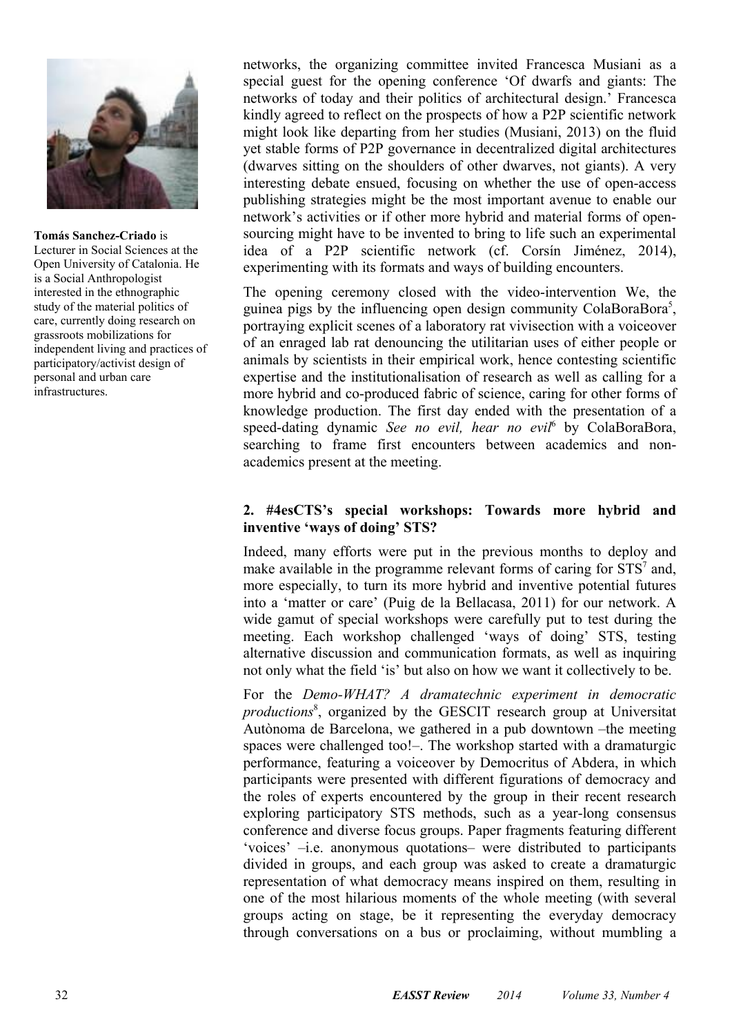**Tomás Sanchez-Criado** is Lecturer in Social Sciences at the Open University of Catalonia. He is a Social Anthropologist interested in the ethnographic study of the material politics of care, currently doing research on grassroots mobilizations for independent living and practices of participatory/activist design of personal and urban care infrastructures.

networks, the organizing committee invited Francesca Musiani as a special guest for the opening conference 'Of dwarfs and giants: The networks of today and their politics of architectural design.' Francesca kindly agreed to reflect on the prospects of how a P2P scientific network might look like departing from her studies (Musiani, 2013) on the fluid yet stable forms of P2P governance in decentralized digital architectures (dwarves sitting on the shoulders of other dwarves, not giants). A very interesting debate ensued, focusing on whether the use of open-access publishing strategies might be the most important avenue to enable our network's activities or if other more hybrid and material forms of open-sourcing might have to be invented to bring to life such an experimental idea of a P2P scientific network (cf. Corsín Jiménez, 2014), experimenting with its formats and ways of building encounters.

The opening ceremony closed with the video-intervention We, the guinea pigs by the influencing open design community ColaBoraBora[5], portraying explicit scenes of a laboratory rat vivisection with a voiceover of an enraged lab rat denouncing the utilitarian uses of either people or animals by scientists in their empirical work, hence contesting scientific expertise and the institutionalisation of research as well as calling for a more hybrid and co-produced fabric of science, caring for other forms of knowledge production. The first day ended with the presentation of a speed-dating dynamic *See no evil, hear no evil*[6] by ColaBoraBora, searching to frame first encounters between academics and non-academics present at the meeting.

## 2. #4esCTS's special workshops: Towards more hybrid and inventive 'ways of doing' STS?

Indeed, many efforts were put in the previous months to deploy and make available in the programme relevant forms of caring for STS[7] and, more especially, to turn its more hybrid and inventive potential futures into a 'matter or care' (Puig de la Bellacasa, 2011) for our network. A wide gamut of special workshops were carefully put to test during the meeting. Each workshop challenged 'ways of doing' STS, testing alternative discussion and communication formats, as well as inquiring not only what the field 'is' but also on how we want it collectively to be.

For the *Demo-WHAT? A dramatechnic experiment in democratic productions*[8], organized by the GESCIT research group at Universitat Autònoma de Barcelona, we gathered in a pub downtown –the meeting spaces were challenged too!–. The workshop started with a dramaturgic performance, featuring a voiceover by Democritus of Abdera, in which participants were presented with different figurations of democracy and the roles of experts encountered by the group in their recent research exploring participatory STS methods, such as a year-long consensus conference and diverse focus groups. Paper fragments featuring different 'voices' –i.e. anonymous quotations– were distributed to participants divided in groups, and each group was asked to create a dramaturgic representation of what democracy means inspired on them, resulting in one of the most hilarious moments of the whole meeting (with several groups acting on stage, be it representing the everyday democracy through conversations on a bus or proclaiming, without mumbling a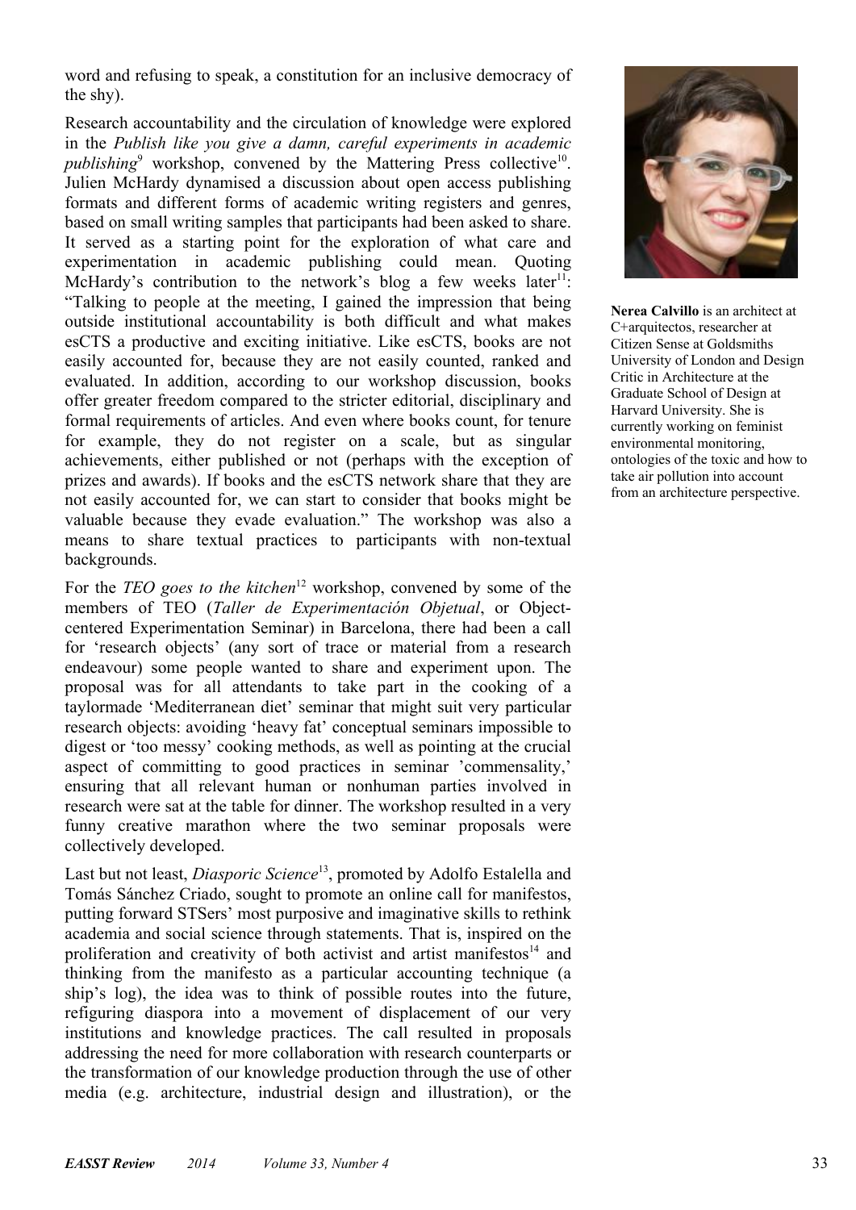word and refusing to speak, a constitution for an inclusive democracy of the shy).

Research accountability and the circulation of knowledge were explored in the *Publish like you give a damn, careful experiments in academic publishing*[9] workshop, convened by the Mattering Press collective[10]. Julien McHardy dynamised a discussion about open access publishing formats and different forms of academic writing registers and genres, based on small writing samples that participants had been asked to share. It served as a starting point for the exploration of what care and experimentation in academic publishing could mean. Quoting McHardy's contribution to the network's blog a few weeks later[11]: "Talking to people at the meeting, I gained the impression that being outside institutional accountability is both difficult and what makes esCTS a productive and exciting initiative. Like esCTS, books are not easily accounted for, because they are not easily counted, ranked and evaluated. In addition, according to our workshop discussion, books offer greater freedom compared to the stricter editorial, disciplinary and formal requirements of articles. And even where books count, for tenure for example, they do not register on a scale, but as singular achievements, either published or not (perhaps with the exception of prizes and awards). If books and the esCTS network share that they are not easily accounted for, we can start to consider that books might be valuable because they evade evaluation." The workshop was also a means to share textual practices to participants with non-textual backgrounds.

For the *TEO goes to the kitchen*[12] workshop, convened by some of the members of TEO (*Taller de Experimentación Objetual*, or Object-centered Experimentation Seminar) in Barcelona, there had been a call for 'research objects' (any sort of trace or material from a research endeavour) some people wanted to share and experiment upon. The proposal was for all attendants to take part in the cooking of a taylormade 'Mediterranean diet' seminar that might suit very particular research objects: avoiding 'heavy fat' conceptual seminars impossible to digest or 'too messy' cooking methods, as well as pointing at the crucial aspect of committing to good practices in seminar 'commensality,' ensuring that all relevant human or nonhuman parties involved in research were sat at the table for dinner. The workshop resulted in a very funny creative marathon where the two seminar proposals were collectively developed.

Last but not least, *Diasporic Science*[13], promoted by Adolfo Estalella and Tomás Sánchez Criado, sought to promote an online call for manifestos, putting forward STSers' most purposive and imaginative skills to rethink academia and social science through statements. That is, inspired on the proliferation and creativity of both activist and artist manifestos[14] and thinking from the manifesto as a particular accounting technique (a ship's log), the idea was to think of possible routes into the future, refiguring diaspora into a movement of displacement of our very institutions and knowledge practices. The call resulted in proposals addressing the need for more collaboration with research counterparts or the transformation of our knowledge production through the use of other media (e.g. architecture, industrial design and illustration), or the

**Nerea Calvillo** is an architect at C+arquitectos, researcher at Citizen Sense at Goldsmiths University of London and Design Critic in Architecture at the Graduate School of Design at Harvard University. She is currently working on feminist environmental monitoring, ontologies of the toxic and how to take air pollution into account from an architecture perspective.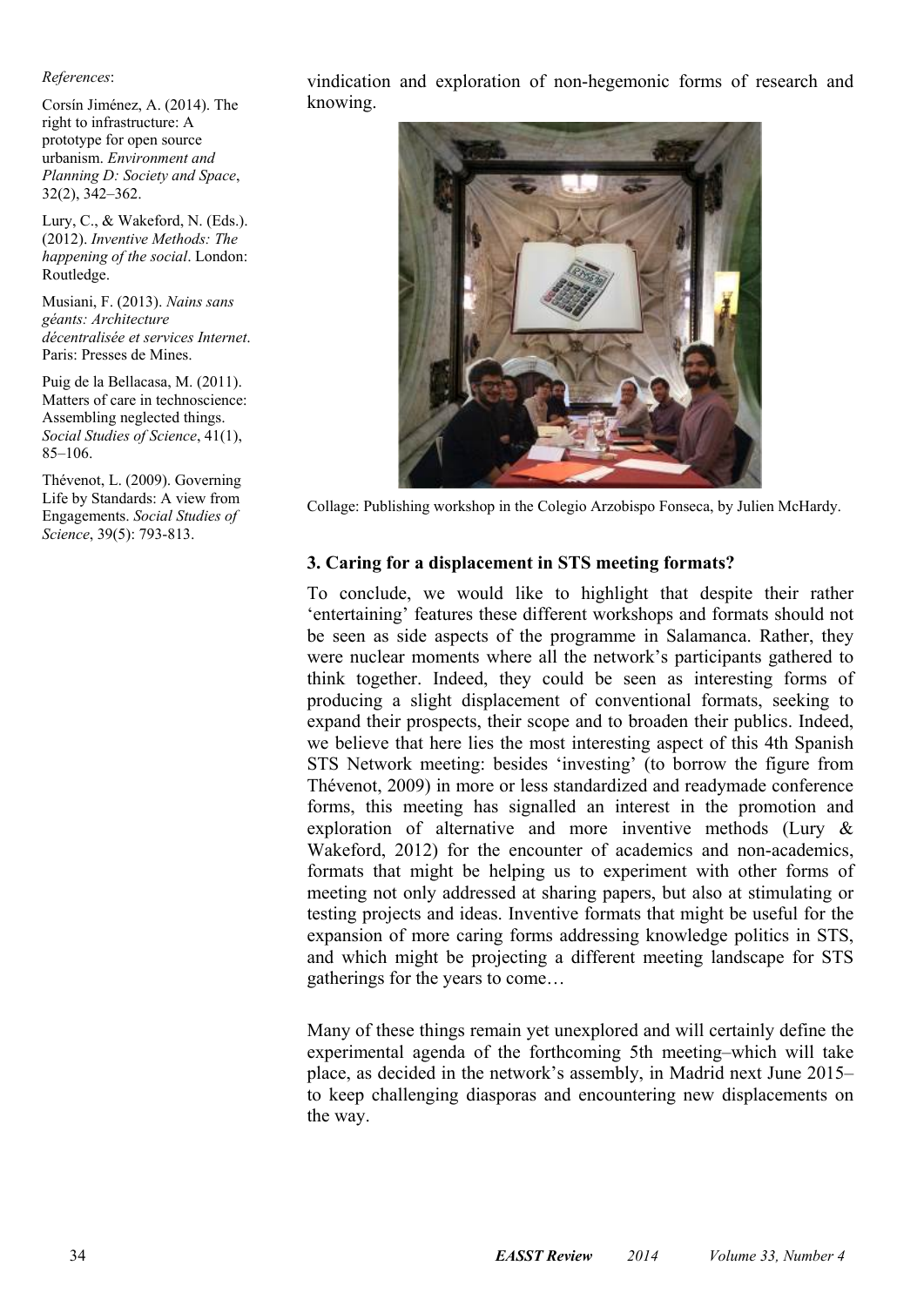vindication and exploration of non-hegemonic forms of research and knowing.

Collage: Publishing workshop in the Colegio Arzobispo Fonseca, by Julien McHardy.

### 3. Caring for a displacement in STS meeting formats?

To conclude, we would like to highlight that despite their rather 'entertaining' features these different workshops and formats should not be seen as side aspects of the programme in Salamanca. Rather, they were nuclear moments where all the network's participants gathered to think together. Indeed, they could be seen as interesting forms of producing a slight displacement of conventional formats, seeking to expand their prospects, their scope and to broaden their publics. Indeed, we believe that here lies the most interesting aspect of this 4th Spanish STS Network meeting: besides 'investing' (to borrow the figure from Thévenot, 2009) in more or less standardized and readymade conference forms, this meeting has signalled an interest in the promotion and exploration of alternative and more inventive methods (Lury & Wakeford, 2012) for the encounter of academics and non-academics, formats that might be helping us to experiment with other forms of meeting not only addressed at sharing papers, but also at stimulating or testing projects and ideas. Inventive formats that might be useful for the expansion of more caring forms addressing knowledge politics in STS, and which might be projecting a different meeting landscape for STS gatherings for the years to come…

Many of these things remain yet unexplored and will certainly define the experimental agenda of the forthcoming 5th meeting–which will take place, as decided in the network's assembly, in Madrid next June 2015– to keep challenging diasporas and encountering new displacements on the way.

*References*:

Corsín Jiménez, A. (2014). The right to infrastructure: A prototype for open source urbanism. *Environment and Planning D: Society and Space*, 32(2), 342–362.

Lury, C., & Wakeford, N. (Eds.). (2012). *Inventive Methods: The happening of the social*. London: Routledge.

Musiani, F. (2013). *Nains sans géants: Architecture décentralisée et services Internet*. Paris: Presses de Mines.

Puig de la Bellacasa, M. (2011). Matters of care in technoscience: Assembling neglected things. *Social Studies of Science*, 41(1), 85–106.

Thévenot, L. (2009). Governing Life by Standards: A view from Engagements. *Social Studies of Science*, 39(5): 793-813.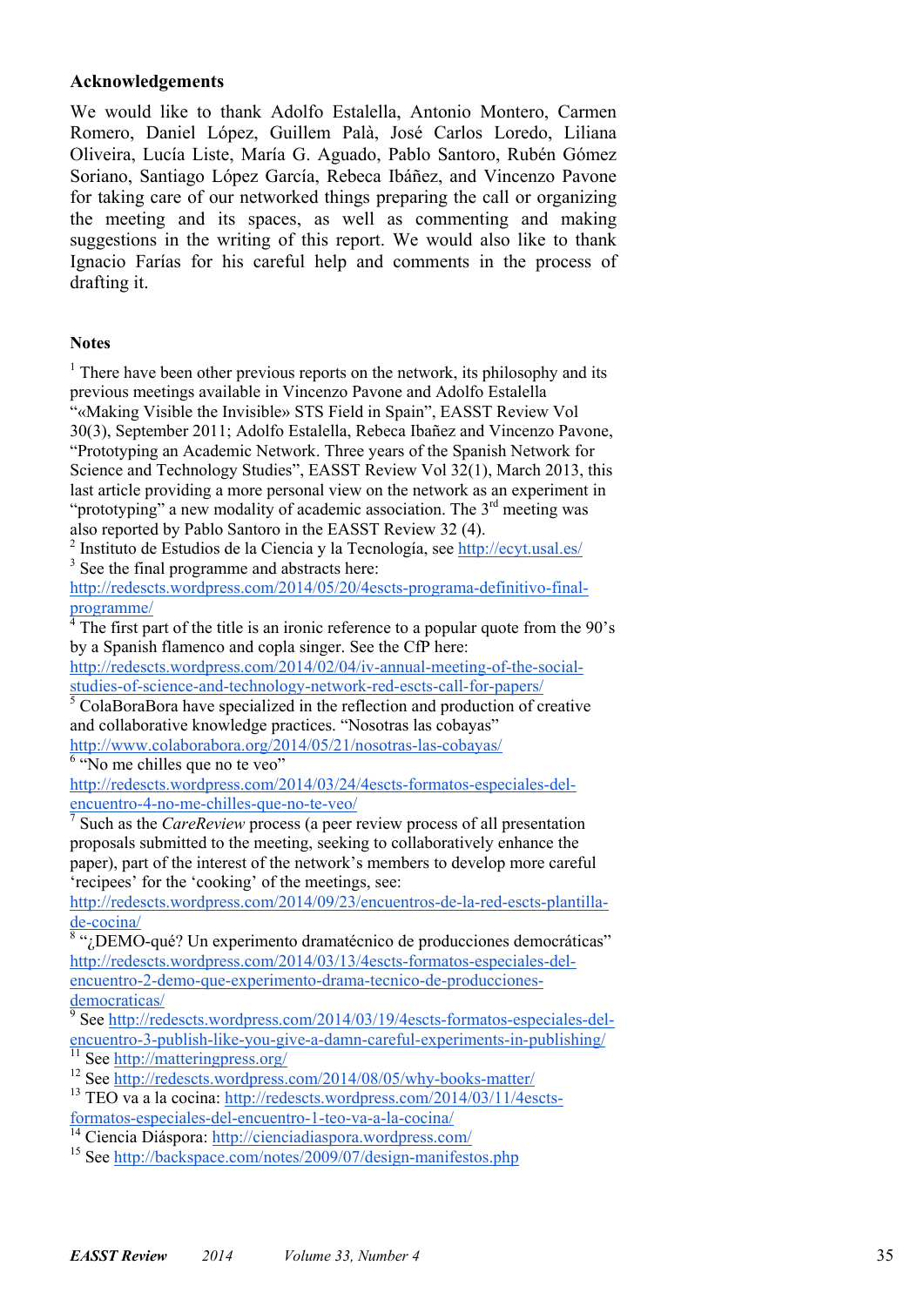**Acknowledgements**

We would like to thank Adolfo Estalella, Antonio Montero, Carmen Romero, Daniel López, Guillem Palà, José Carlos Loredo, Liliana Oliveira, Lucía Liste, María G. Aguado, Pablo Santoro, Rubén Gómez Soriano, Santiago López García, Rebeca Ibáñez, and Vincenzo Pavone for taking care of our networked things preparing the call or organizing the meeting and its spaces, as well as commenting and making suggestions in the writing of this report. We would also like to thank Ignacio Farías for his careful help and comments in the process of drafting it.

**Notes**

[1] There have been other previous reports on the network, its philosophy and its previous meetings available in Vincenzo Pavone and Adolfo Estalella "«Making Visible the Invisible» STS Field in Spain", EASST Review Vol 30(3), September 2011; Adolfo Estalella, Rebeca Ibañez and Vincenzo Pavone, "Prototyping an Academic Network. Three years of the Spanish Network for Science and Technology Studies", EASST Review Vol 32(1), March 2013, this last article providing a more personal view on the network as an experiment in "prototyping" a new modality of academic association. The 3rd meeting was also reported by Pablo Santoro in the EASST Review 32 (4).

[2] Instituto de Estudios de la Ciencia y la Tecnología, see http://ecyt.usal.es/

[3] See the final programme and abstracts here: http://redescts.wordpress.com/2014/05/20/4escts-programa-definitivo-final-programme/

[4] The first part of the title is an ironic reference to a popular quote from the 90's by a Spanish flamenco and copla singer. See the CfP here: http://redescts.wordpress.com/2014/02/04/iv-annual-meeting-of-the-social-studies-of-science-and-technology-network-red-escts-call-for-papers/

[5] ColaBoraBora have specialized in the reflection and production of creative and collaborative knowledge practices. "Nosotras las cobayas" http://www.colaborabora.org/2014/05/21/nosotras-las-cobayas/

[6] "No me chilles que no te veo" http://redescts.wordpress.com/2014/03/24/4escts-formatos-especiales-del-encuentro-4-no-me-chilles-que-no-te-veo/

[7] Such as the *CareReview* process (a peer review process of all presentation proposals submitted to the meeting, seeking to collaboratively enhance the paper), part of the interest of the network's members to develop more careful 'recipees' for the 'cooking' of the meetings, see: http://redescts.wordpress.com/2014/09/23/encuentros-de-la-red-escts-plantilla-de-cocina/

[8] "¿DEMO-qué? Un experimento dramatécnico de producciones democráticas" http://redescts.wordpress.com/2014/03/13/4escts-formatos-especiales-del-encuentro-2-demo-que-experimento-drama-tecnico-de-producciones-democraticas/

[9] See http://redescts.wordpress.com/2014/03/19/4escts-formatos-especiales-del-encuentro-3-publish-like-you-give-a-damn-careful-experiments-in-publishing/

[11] See http://matteringpress.org/

[12] See http://redescts.wordpress.com/2014/08/05/why-books-matter/

[13] TEO va a la cocina: http://redescts.wordpress.com/2014/03/11/4escts-formatos-especiales-del-encuentro-1-teo-va-a-la-cocina/

[14] Ciencia Diáspora: http://cienciadiaspora.wordpress.com/

[15] See http://backspace.com/notes/2009/07/design-manifestos.php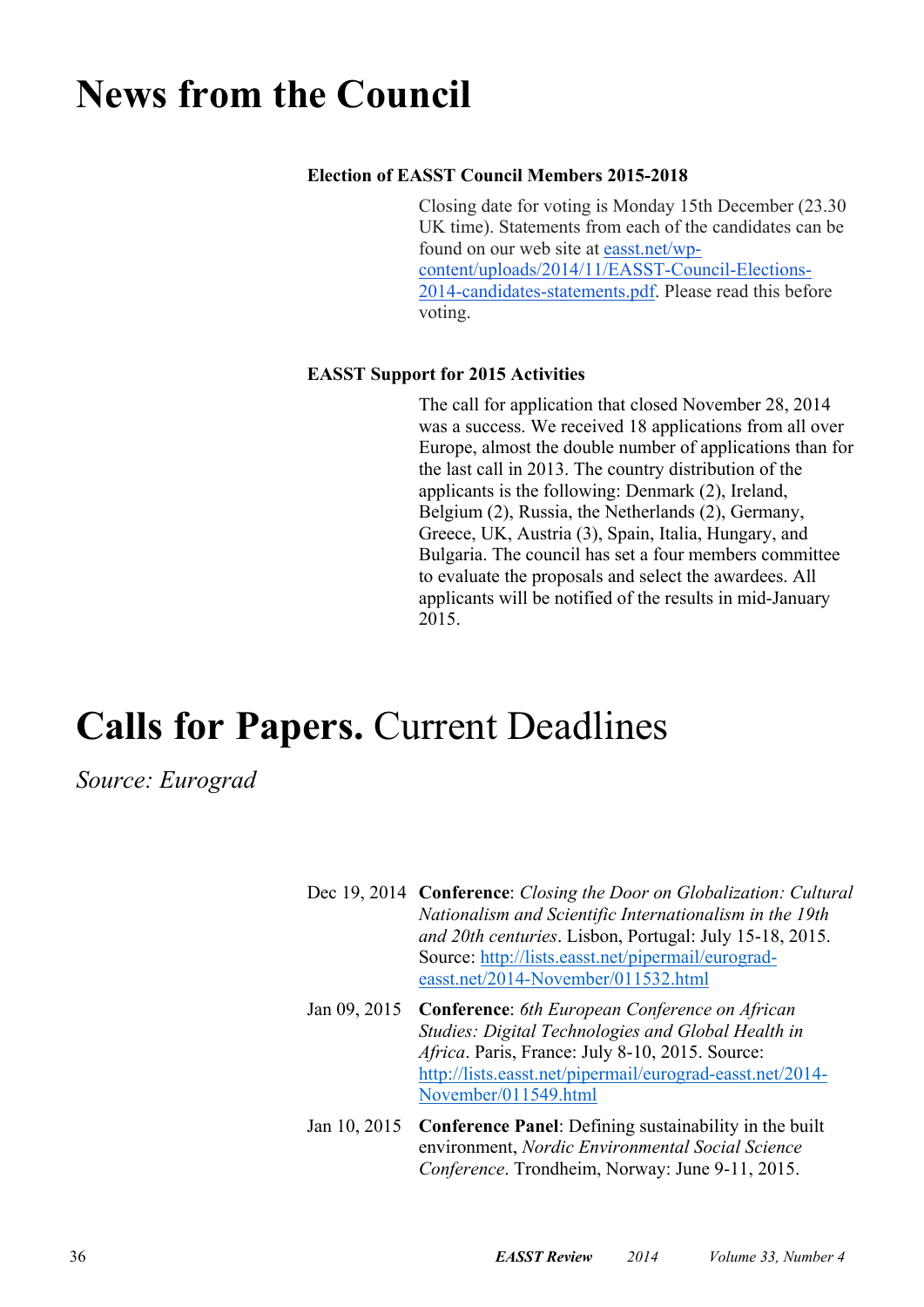# News from the Council

### Election of EASST Council Members 2015-2018

Closing date for voting is Monday 15th December (23.30 UK time). Statements from each of the candidates can be found on our web site at [easst.net/wp-content/uploads/2014/11/EASST-Council-Elections-2014-candidates-statements.pdf](easst.net/wp-content/uploads/2014/11/EASST-Council-Elections-2014-candidates-statements.pdf). Please read this before voting.

### EASST Support for 2015 Activities

The call for application that closed November 28, 2014 was a success. We received 18 applications from all over Europe, almost the double number of applications than for the last call in 2013. The country distribution of the applicants is the following: Denmark (2), Ireland, Belgium (2), Russia, the Netherlands (2), Germany, Greece, UK, Austria (3), Spain, Italia, Hungary, and Bulgaria. The council has set a four members committee to evaluate the proposals and select the awardees. All applicants will be notified of the results in mid-January 2015.

# **Calls for Papers.** Current Deadlines

*Source: Eurograd*

Dec 19, 2014 **Conference**: *Closing the Door on Globalization: Cultural Nationalism and Scientific Internationalism in the 19th and 20th centuries*. Lisbon, Portugal: July 15-18, 2015. Source: [http://lists.easst.net/pipermail/eurograd-easst.net/2014-November/011532.html](http://lists.easst.net/pipermail/eurograd-easst.net/2014-November/011532.html)

Jan 09, 2015 **Conference**: *6th European Conference on African Studies: Digital Technologies and Global Health in Africa*. Paris, France: July 8-10, 2015. Source: [http://lists.easst.net/pipermail/eurograd-easst.net/2014-November/011549.html](http://lists.easst.net/pipermail/eurograd-easst.net/2014-November/011549.html)

Jan 10, 2015 **Conference Panel**: Defining sustainability in the built environment, *Nordic Environmental Social Science Conference*. Trondheim, Norway: June 9-11, 2015.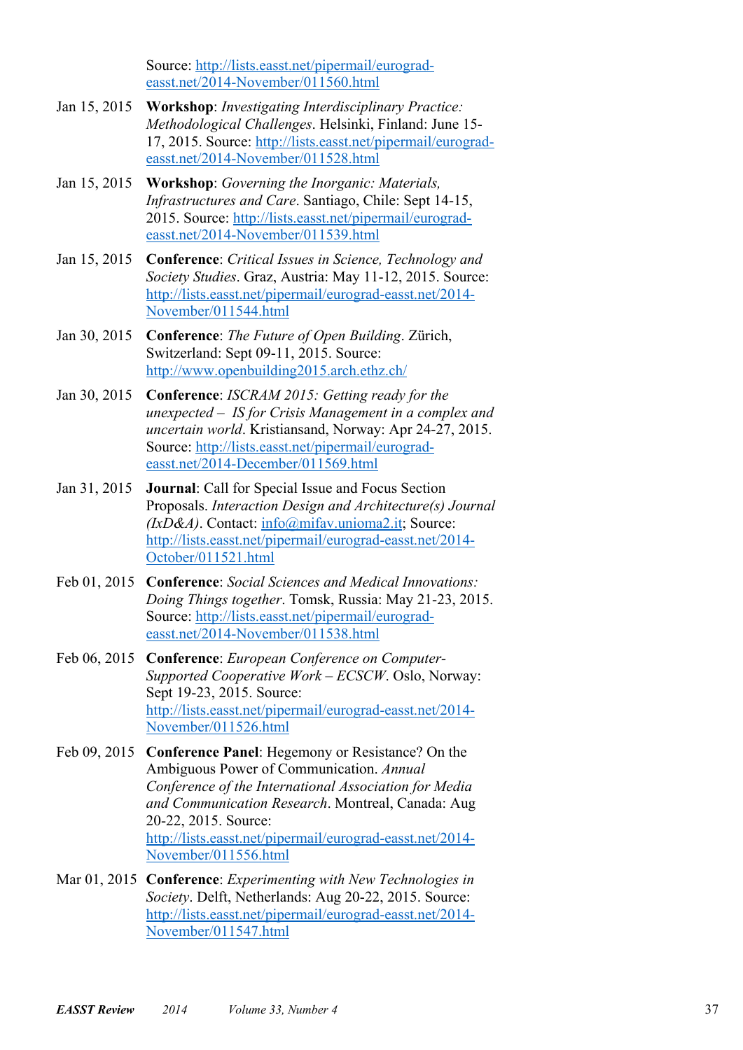Source: http://lists.easst.net/pipermail/eurograd-easst.net/2014-November/011560.html

Jan 15, 2015 **Workshop**: *Investigating Interdisciplinary Practice: Methodological Challenges*. Helsinki, Finland: June 15-17, 2015. Source: http://lists.easst.net/pipermail/eurograd-easst.net/2014-November/011528.html

Jan 15, 2015 **Workshop**: *Governing the Inorganic: Materials, Infrastructures and Care*. Santiago, Chile: Sept 14-15, 2015. Source: http://lists.easst.net/pipermail/eurograd-easst.net/2014-November/011539.html

Jan 15, 2015 **Conference**: *Critical Issues in Science, Technology and Society Studies*. Graz, Austria: May 11-12, 2015. Source: http://lists.easst.net/pipermail/eurograd-easst.net/2014-November/011544.html

Jan 30, 2015 **Conference**: *The Future of Open Building*. Zürich, Switzerland: Sept 09-11, 2015. Source: http://www.openbuilding2015.arch.ethz.ch/

Jan 30, 2015 **Conference**: *ISCRAM 2015: Getting ready for the unexpected – IS for Crisis Management in a complex and uncertain world*. Kristiansand, Norway: Apr 24-27, 2015. Source: http://lists.easst.net/pipermail/eurograd-easst.net/2014-December/011569.html

Jan 31, 2015 **Journal**: Call for Special Issue and Focus Section Proposals. *Interaction Design and Architecture(s) Journal (IxD&A)*. Contact: info@mifav.unioma2.it; Source: http://lists.easst.net/pipermail/eurograd-easst.net/2014-October/011521.html

Feb 01, 2015 **Conference**: *Social Sciences and Medical Innovations: Doing Things together*. Tomsk, Russia: May 21-23, 2015. Source: http://lists.easst.net/pipermail/eurograd-easst.net/2014-November/011538.html

Feb 06, 2015 **Conference**: *European Conference on Computer-Supported Cooperative Work – ECSCW*. Oslo, Norway: Sept 19-23, 2015. Source: http://lists.easst.net/pipermail/eurograd-easst.net/2014-November/011526.html

Feb 09, 2015 **Conference Panel**: Hegemony or Resistance? On the Ambiguous Power of Communication. *Annual Conference of the International Association for Media and Communication Research*. Montreal, Canada: Aug 20-22, 2015. Source: http://lists.easst.net/pipermail/eurograd-easst.net/2014-November/011556.html

Mar 01, 2015 **Conference**: *Experimenting with New Technologies in Society*. Delft, Netherlands: Aug 20-22, 2015. Source: http://lists.easst.net/pipermail/eurograd-easst.net/2014-November/011547.html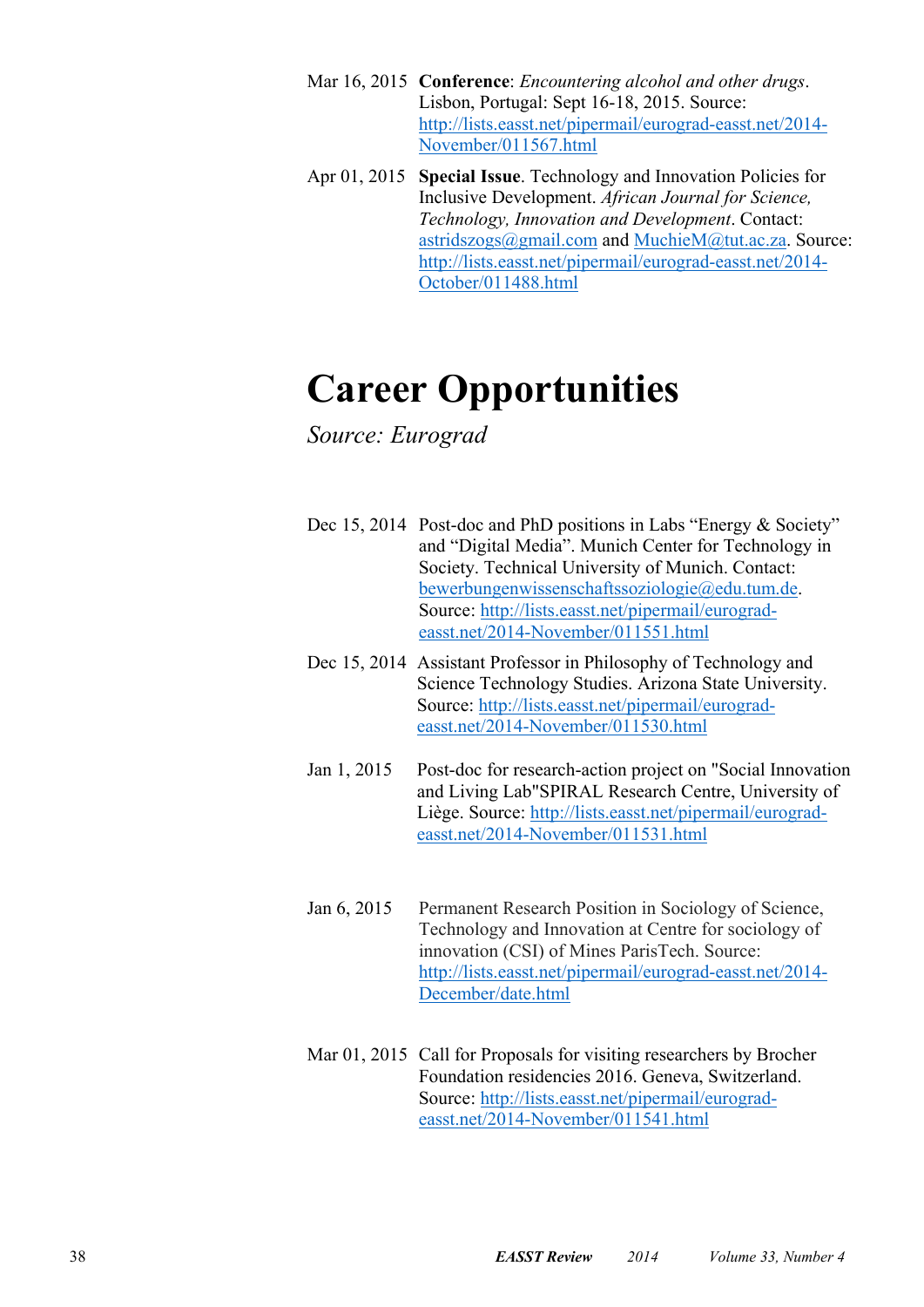Mar 16, 2015 **Conference**: *Encountering alcohol and other drugs*. Lisbon, Portugal: Sept 16-18, 2015. Source: http://lists.easst.net/pipermail/eurograd-easst.net/2014-November/011567.html

Apr 01, 2015 **Special Issue**. Technology and Innovation Policies for Inclusive Development. *African Journal for Science, Technology, Innovation and Development*. Contact: astridszogs@gmail.com and MuchieM@tut.ac.za. Source: http://lists.easst.net/pipermail/eurograd-easst.net/2014-October/011488.html

# Career Opportunities

*Source: Eurograd*

Dec 15, 2014 Post-doc and PhD positions in Labs "Energy & Society" and "Digital Media". Munich Center for Technology in Society. Technical University of Munich. Contact: bewerbungenwissenschaftssoziologie@edu.tum.de. Source: http://lists.easst.net/pipermail/eurograd-easst.net/2014-November/011551.html

Dec 15, 2014 Assistant Professor in Philosophy of Technology and Science Technology Studies. Arizona State University. Source: http://lists.easst.net/pipermail/eurograd-easst.net/2014-November/011530.html

Jan 1, 2015 Post-doc for research-action project on "Social Innovation and Living Lab"SPIRAL Research Centre, University of Liège. Source: http://lists.easst.net/pipermail/eurograd-easst.net/2014-November/011531.html

Jan 6, 2015 Permanent Research Position in Sociology of Science, Technology and Innovation at Centre for sociology of innovation (CSI) of Mines ParisTech. Source: http://lists.easst.net/pipermail/eurograd-easst.net/2014-December/date.html

Mar 01, 2015 Call for Proposals for visiting researchers by Brocher Foundation residencies 2016. Geneva, Switzerland. Source: http://lists.easst.net/pipermail/eurograd-easst.net/2014-November/011541.html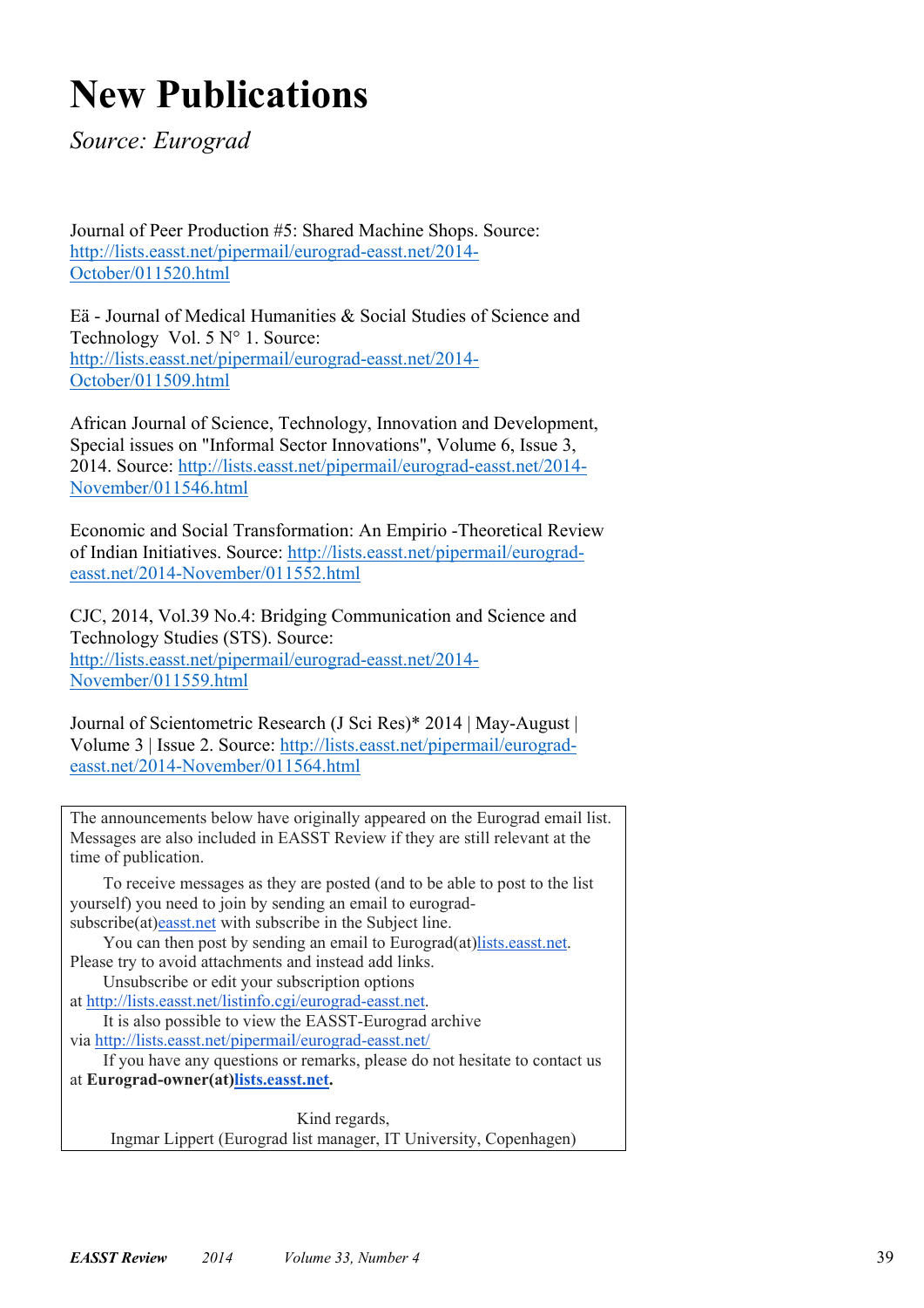# New Publications

*Source: Eurograd*

Journal of Peer Production #5: Shared Machine Shops. Source: http://lists.easst.net/pipermail/eurograd-easst.net/2014-October/011520.html

Eä - Journal of Medical Humanities & Social Studies of Science and Technology Vol. 5 N° 1. Source: http://lists.easst.net/pipermail/eurograd-easst.net/2014-October/011509.html

African Journal of Science, Technology, Innovation and Development, Special issues on "Informal Sector Innovations", Volume 6, Issue 3, 2014. Source: http://lists.easst.net/pipermail/eurograd-easst.net/2014-November/011546.html

Economic and Social Transformation: An Empirio -Theoretical Review of Indian Initiatives. Source: http://lists.easst.net/pipermail/eurograd-easst.net/2014-November/011552.html

CJC, 2014, Vol.39 No.4: Bridging Communication and Science and Technology Studies (STS). Source: http://lists.easst.net/pipermail/eurograd-easst.net/2014-November/011559.html

Journal of Scientometric Research (J Sci Res)* 2014 | May-August | Volume 3 | Issue 2. Source: http://lists.easst.net/pipermail/eurograd-easst.net/2014-November/011564.html

The announcements below have originally appeared on the Eurograd email list. Messages are also included in EASST Review if they are still relevant at the time of publication.

To receive messages as they are posted (and to be able to post to the list yourself) you need to join by sending an email to eurograd-subscribe(at)easst.net with subscribe in the Subject line.

You can then post by sending an email to Eurograd(at)lists.easst.net. Please try to avoid attachments and instead add links.

Unsubscribe or edit your subscription options at http://lists.easst.net/listinfo.cgi/eurograd-easst.net.

It is also possible to view the EASST-Eurograd archive via http://lists.easst.net/pipermail/eurograd-easst.net/

If you have any questions or remarks, please do not hesitate to contact us at **Eurograd-owner(at)lists.easst.net.**

Kind regards,
Ingmar Lippert (Eurograd list manager, IT University, Copenhagen)